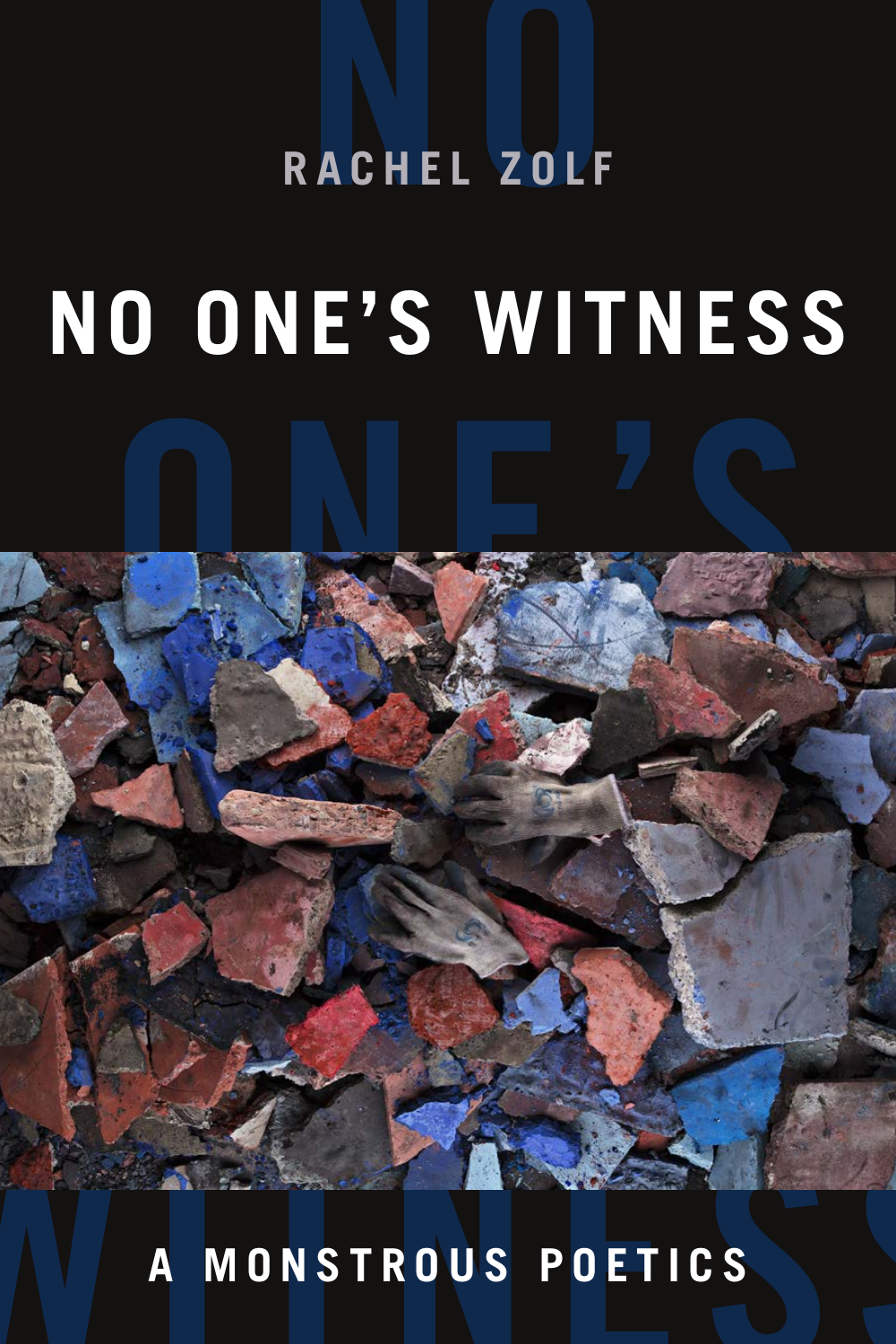RACHEL ZOLF

# NO ONE'S WITNESS

## A MONSTROUS POETICS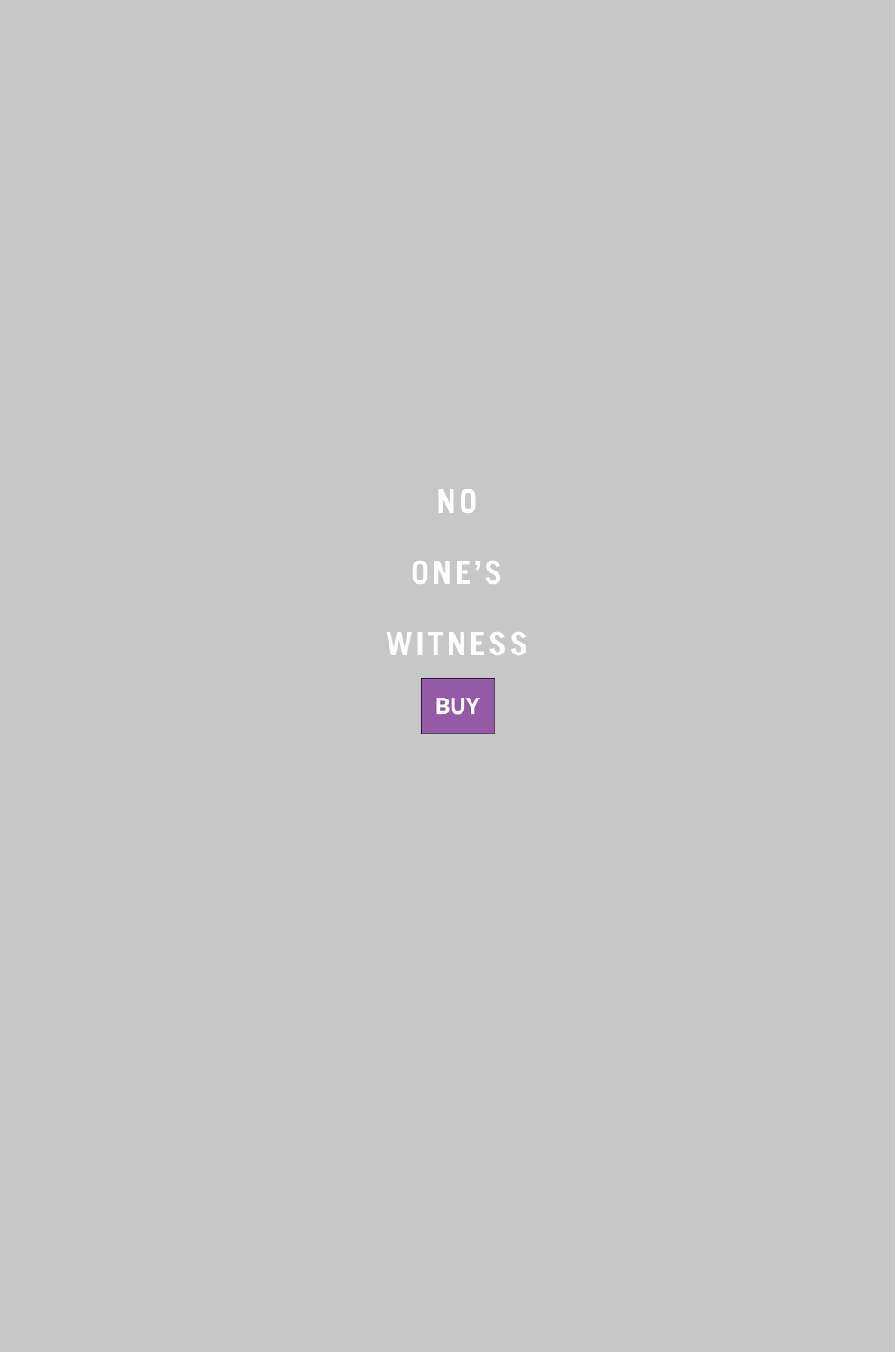NO

ONE'S

WITNESS

BUY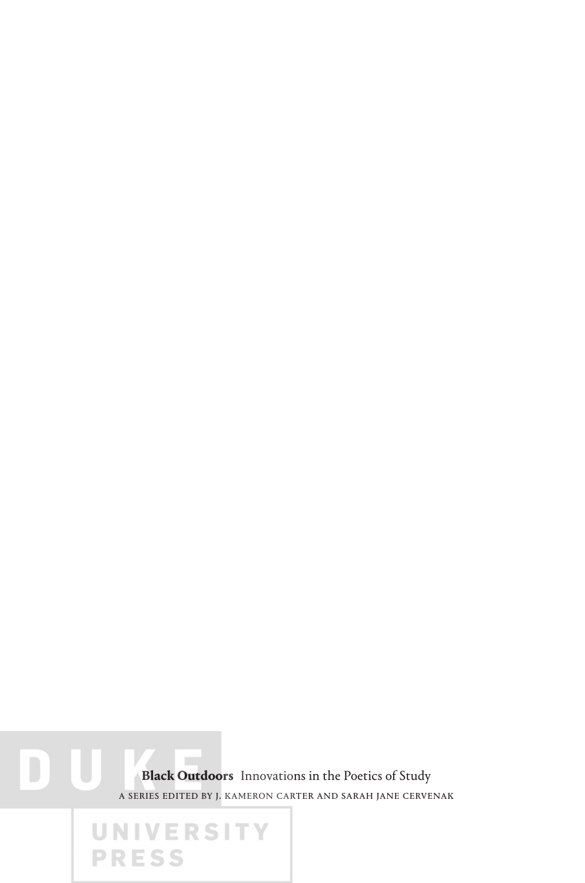**Black Outdoors** Innovations in the Poetics of Study

A SERIES EDITED BY J. KAMERON CARTER AND SARAH JANE CERVENAK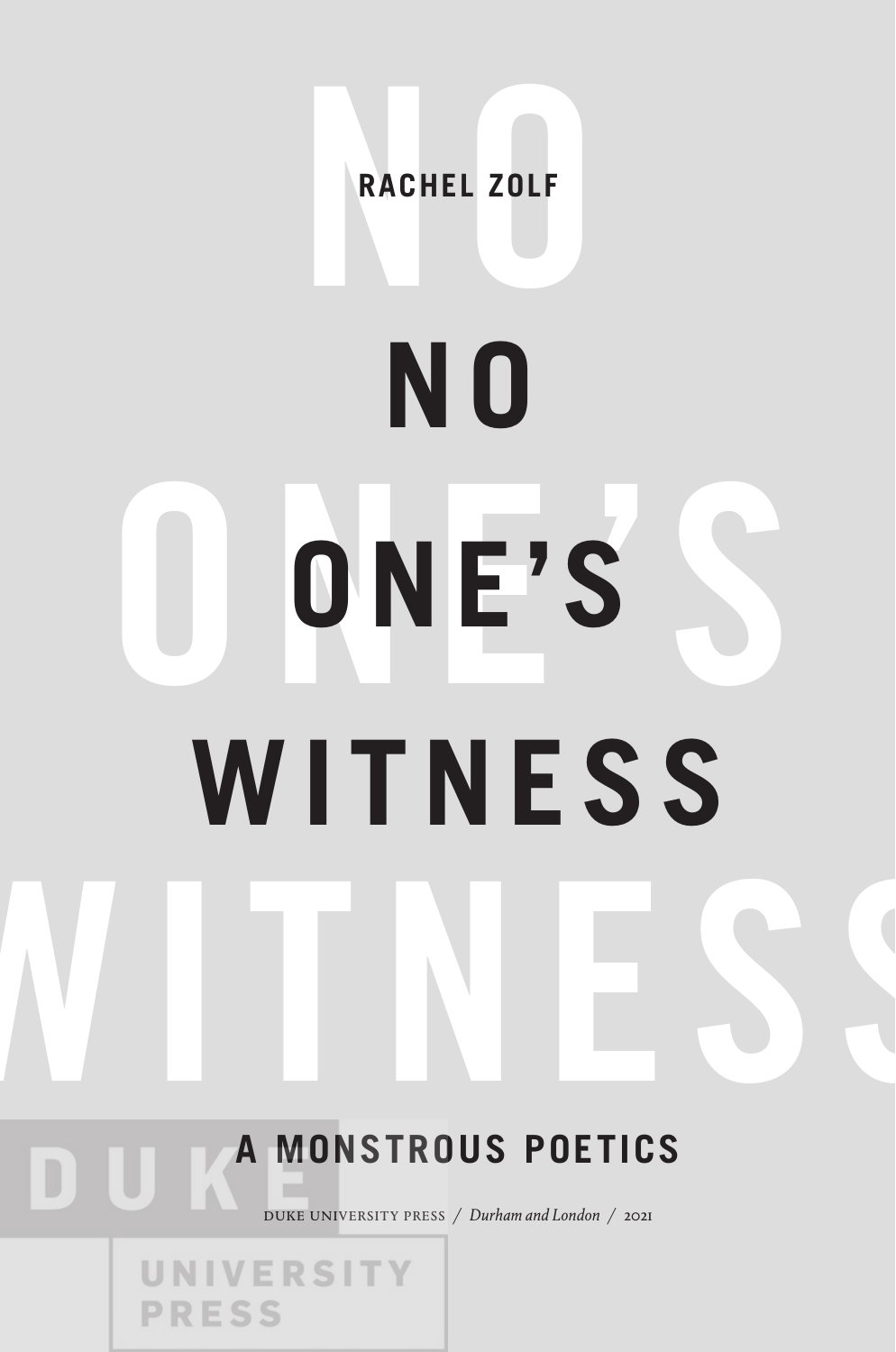RACHEL ZOLF

# NO ONE'S WITNESS

## A MONSTROUS POETICS

DUKE UNIVERSITY PRESS / *Durham and London* / 2021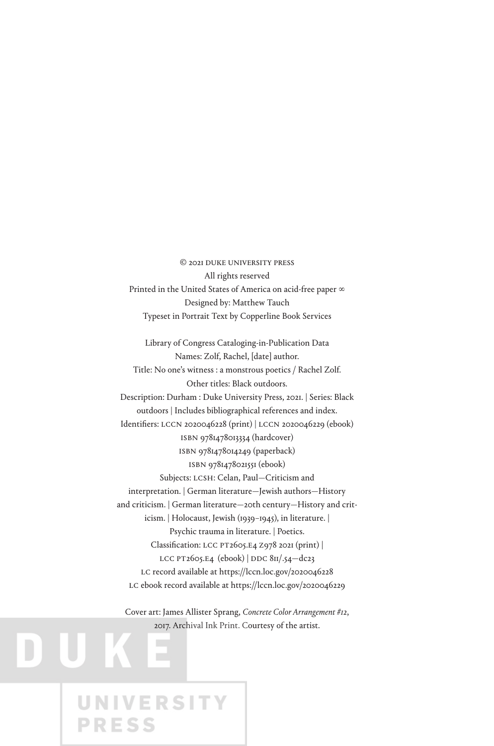© 2021 DUKE UNIVERSITY PRESS

All rights reserved

Printed in the United States of America on acid-free paper ∞

Designed by: Matthew Tauch

Typeset in Portrait Text by Copperline Book Services

Library of Congress Cataloging-in-Publication Data

Names: Zolf, Rachel, [date] author.

Title: No one's witness : a monstrous poetics / Rachel Zolf.

Other titles: Black outdoors.

Description: Durham : Duke University Press, 2021. | Series: Black outdoors | Includes bibliographical references and index.

Identifiers: LCCN 2020046228 (print) | LCCN 2020046229 (ebook)

ISBN 9781478013334 (hardcover)

ISBN 9781478014249 (paperback)

ISBN 9781478021551 (ebook)

Subjects: LCSH: Celan, Paul—Criticism and interpretation. | German literature—Jewish authors—History and criticism. | German literature—20th century—History and criticism. | Holocaust, Jewish (1939–1945), in literature. | Psychic trauma in literature. | Poetics.

Classification: LCC PT2605.E4 Z978 2021 (print) | LCC PT2605.E4 (ebook) | DDC 811/.54—dc23

LC record available at https://lccn.loc.gov/2020046228

LC ebook record available at https://lccn.loc.gov/2020046229

Cover art: James Allister Sprang, *Concrete Color Arrangement #12*, 2017. Archival Ink Print. Courtesy of the artist.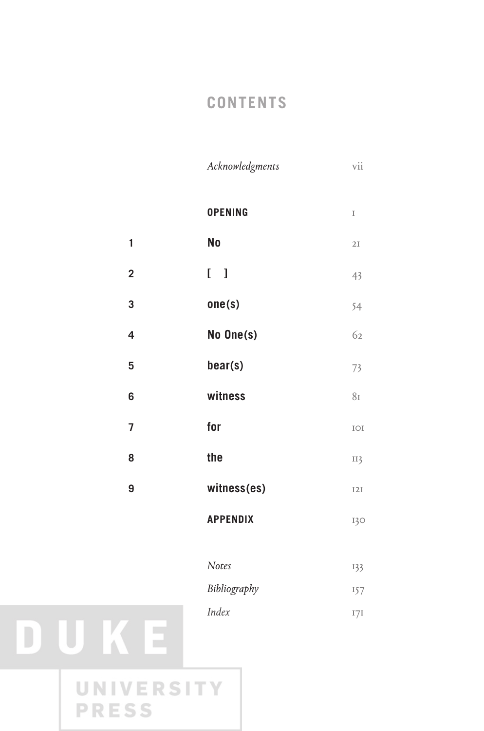# CONTENTS

| | | |
|---|---|---|
| | *Acknowledgments* | vii |
| | **OPENING** | 1 |
| 1 | **No** | 21 |
| 2 | **[ ]** | 43 |
| 3 | **one(s)** | 54 |
| 4 | **No One(s)** | 62 |
| 5 | **bear(s)** | 73 |
| 6 | **witness** | 81 |
| 7 | **for** | 101 |
| 8 | **the** | 113 |
| 9 | **witness(es)** | 121 |
| | **APPENDIX** | 130 |
| | *Notes* | 133 |
| | *Bibliography* | 157 |
| | *Index* | 171 |

DUKE UNIVERSITY PRESS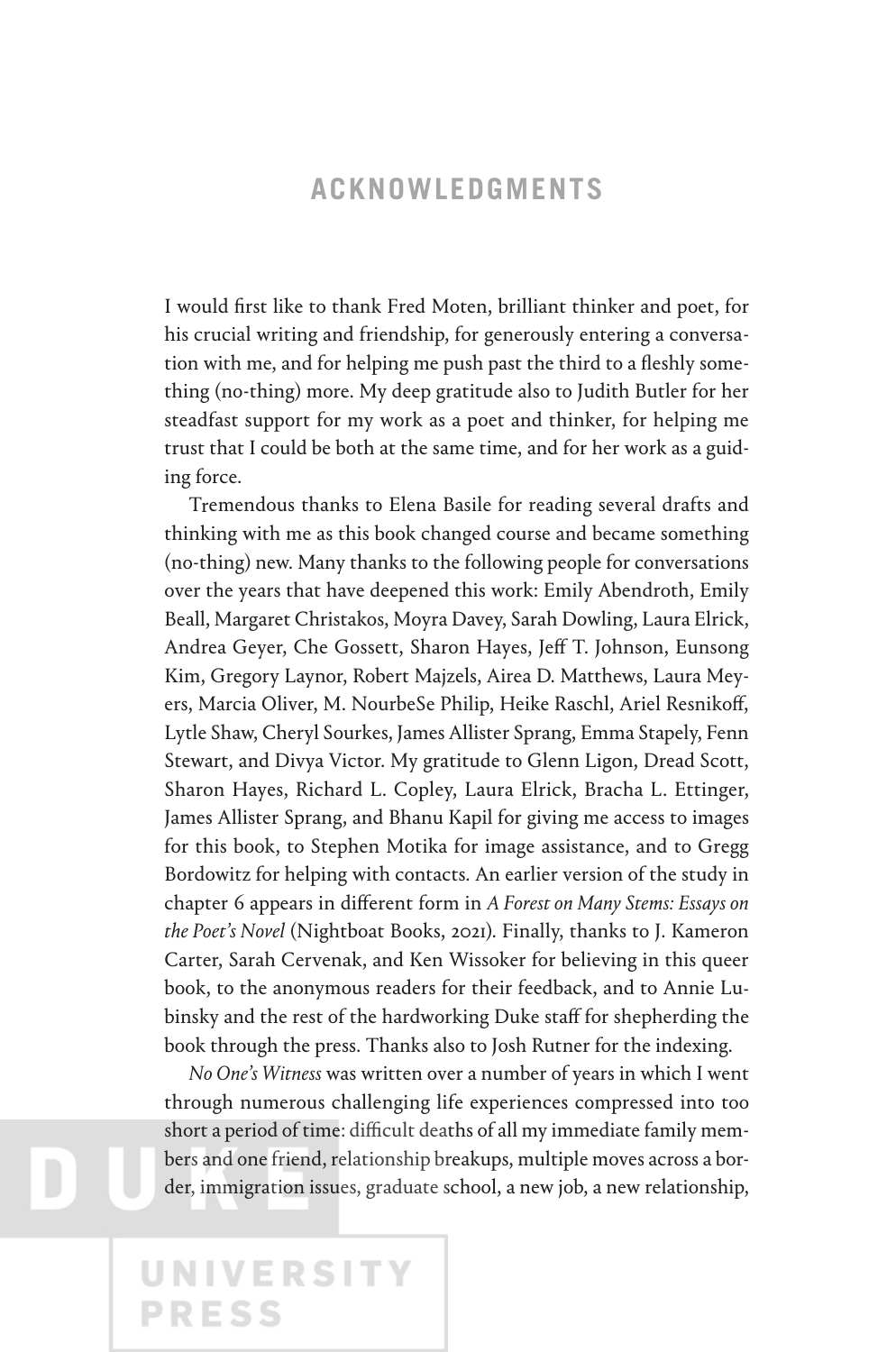# ACKNOWLEDGMENTS

I would first like to thank Fred Moten, brilliant thinker and poet, for his crucial writing and friendship, for generously entering a conversation with me, and for helping me push past the third to a fleshly something (no-thing) more. My deep gratitude also to Judith Butler for her steadfast support for my work as a poet and thinker, for helping me trust that I could be both at the same time, and for her work as a guiding force.

Tremendous thanks to Elena Basile for reading several drafts and thinking with me as this book changed course and became something (no-thing) new. Many thanks to the following people for conversations over the years that have deepened this work: Emily Abendroth, Emily Beall, Margaret Christakos, Moyra Davey, Sarah Dowling, Laura Elrick, Andrea Geyer, Che Gossett, Sharon Hayes, Jeff T. Johnson, Eunsong Kim, Gregory Laynor, Robert Majzels, Airea D. Matthews, Laura Meyers, Marcia Oliver, M. NourbeSe Philip, Heike Raschl, Ariel Resnikoff, Lytle Shaw, Cheryl Sourkes, James Allister Sprang, Emma Stapely, Fenn Stewart, and Divya Victor. My gratitude to Glenn Ligon, Dread Scott, Sharon Hayes, Richard L. Copley, Laura Elrick, Bracha L. Ettinger, James Allister Sprang, and Bhanu Kapil for giving me access to images for this book, to Stephen Motika for image assistance, and to Gregg Bordowitz for helping with contacts. An earlier version of the study in chapter 6 appears in different form in *A Forest on Many Stems: Essays on the Poet's Novel* (Nightboat Books, 2021). Finally, thanks to J. Kameron Carter, Sarah Cervenak, and Ken Wissoker for believing in this queer book, to the anonymous readers for their feedback, and to Annie Lubinsky and the rest of the hardworking Duke staff for shepherding the book through the press. Thanks also to Josh Rutner for the indexing.

*No One's Witness* was written over a number of years in which I went through numerous challenging life experiences compressed into too short a period of time: difficult deaths of all my immediate family members and one friend, relationship breakups, multiple moves across a border, immigration issues, graduate school, a new job, a new relationship,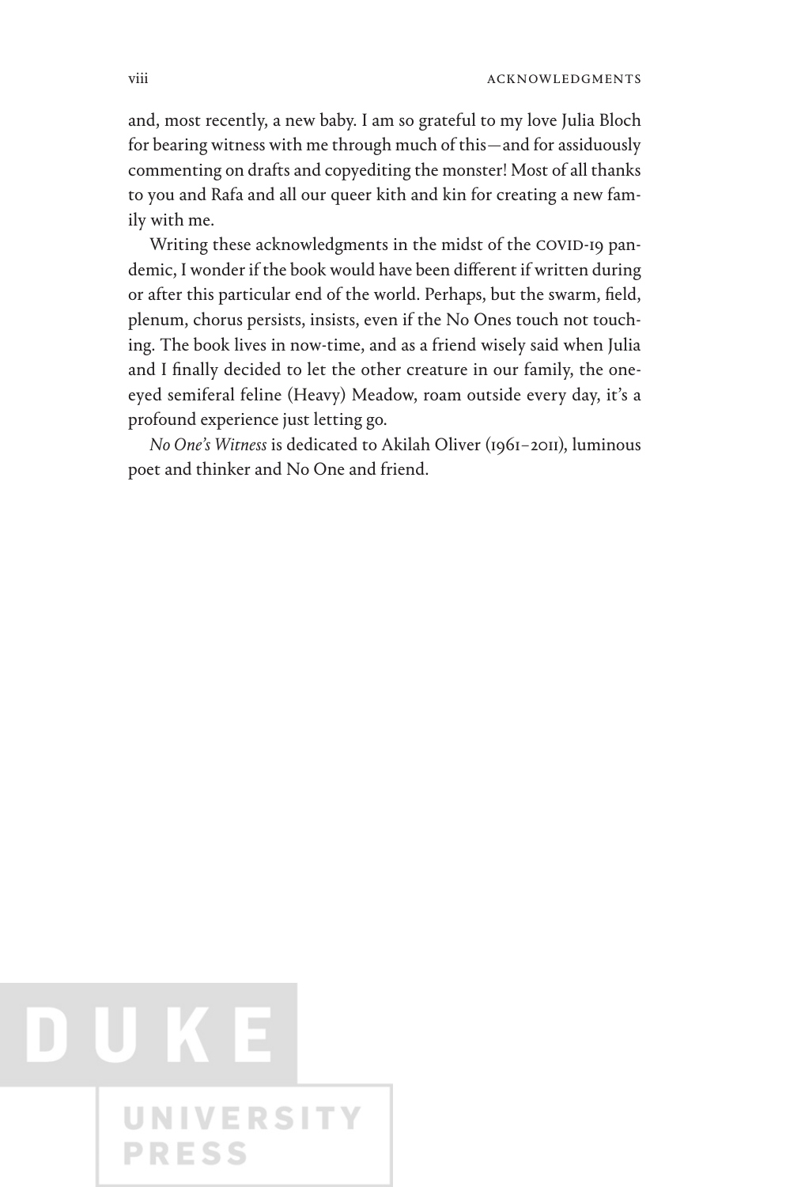and, most recently, a new baby. I am so grateful to my love Julia Bloch for bearing witness with me through much of this—and for assiduously commenting on drafts and copyediting the monster! Most of all thanks to you and Rafa and all our queer kith and kin for creating a new family with me.

Writing these acknowledgments in the midst of the COVID-19 pandemic, I wonder if the book would have been different if written during or after this particular end of the world. Perhaps, but the swarm, field, plenum, chorus persists, insists, even if the No Ones touch not touching. The book lives in now-time, and as a friend wisely said when Julia and I finally decided to let the other creature in our family, the one-eyed semiferal feline (Heavy) Meadow, roam outside every day, it's a profound experience just letting go.

*No One's Witness* is dedicated to Akilah Oliver (1961–2011), luminous poet and thinker and No One and friend.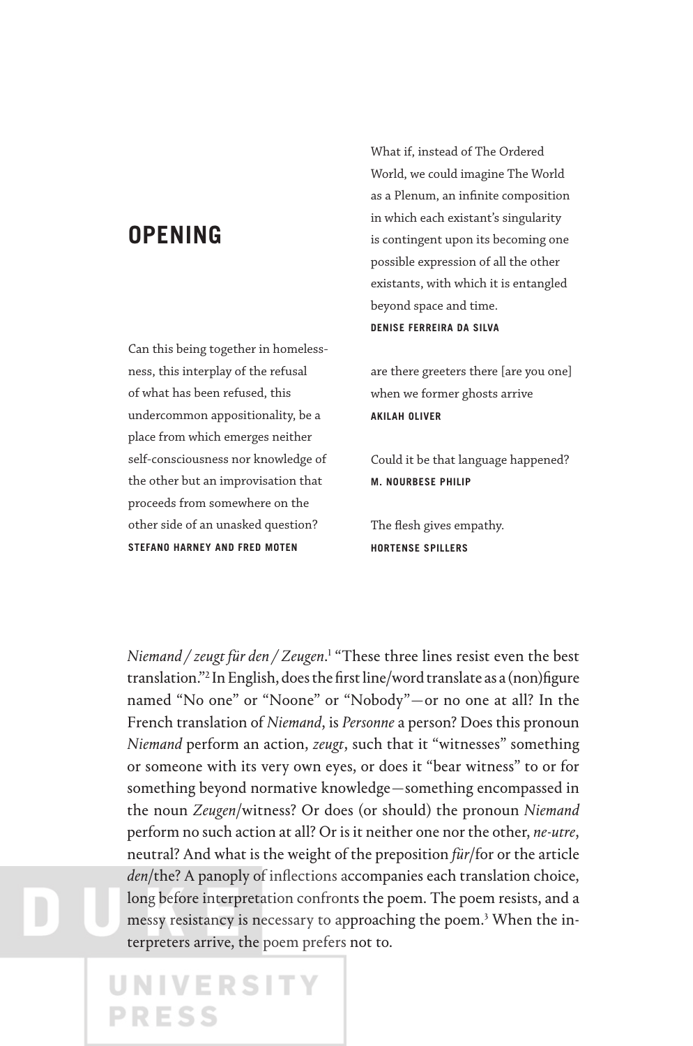# OPENING

What if, instead of The Ordered World, we could imagine The World as a Plenum, an infinite composition in which each existant's singularity is contingent upon its becoming one possible expression of all the other existants, with which it is entangled beyond space and time.
**DENISE FERREIRA DA SILVA**

Can this being together in homelessness, this interplay of the refusal of what has been refused, this undercommon appositionality, be a place from which emerges neither self-consciousness nor knowledge of the other but an improvisation that proceeds from somewhere on the other side of an unasked question?
**STEFANO HARNEY AND FRED MOTEN**

are there greeters there [are you one]
when we former ghosts arrive
**AKILAH OLIVER**

Could it be that language happened?
**M. NOURBESE PHILIP**

The flesh gives empathy.
**HORTENSE SPILLERS**

*Niemand / zeugt für den / Zeugen*.[1] "These three lines resist even the best translation."[2] In English, does the first line/word translate as a (non)figure named "No one" or "Noone" or "Nobody"—or no one at all? In the French translation of *Niemand*, is *Personne* a person? Does this pronoun *Niemand* perform an action, *zeugt*, such that it "witnesses" something or someone with its very own eyes, or does it "bear witness" to or for something beyond normative knowledge—something encompassed in the noun *Zeugen*/witness? Or does (or should) the pronoun *Niemand* perform no such action at all? Or is it neither one nor the other, *ne-utre*, neutral? And what is the weight of the preposition *für*/for or the article *den*/the? A panoply of inflections accompanies each translation choice, long before interpretation confronts the poem. The poem resists, and a messy resistancy is necessary to approaching the poem.[3] When the interpreters arrive, the poem prefers not to.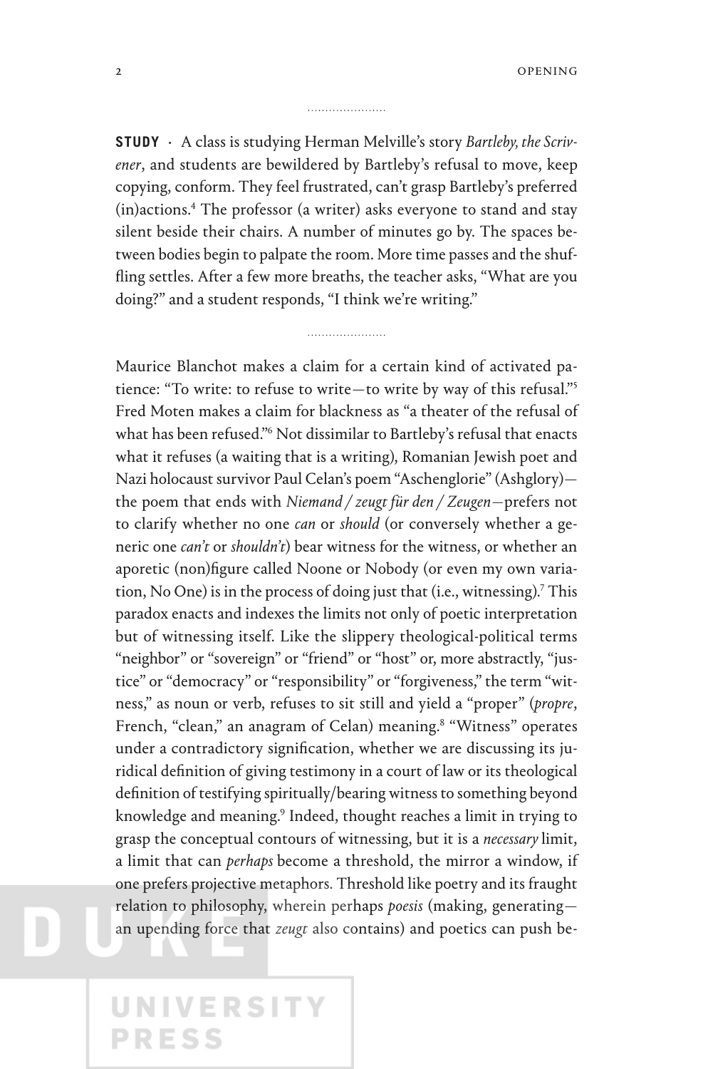**STUDY** · A class is studying Herman Melville's story *Bartleby, the Scrivener*, and students are bewildered by Bartleby's refusal to move, keep copying, conform. They feel frustrated, can't grasp Bartleby's preferred (in)actions.[4] The professor (a writer) asks everyone to stand and stay silent beside their chairs. A number of minutes go by. The spaces between bodies begin to palpate the room. More time passes and the shuffling settles. After a few more breaths, the teacher asks, "What are you doing?" and a student responds, "I think we're writing."

Maurice Blanchot makes a claim for a certain kind of activated patience: "To write: to refuse to write—to write by way of this refusal."[5] Fred Moten makes a claim for blackness as "a theater of the refusal of what has been refused."[6] Not dissimilar to Bartleby's refusal that enacts what it refuses (a waiting that is a writing), Romanian Jewish poet and Nazi holocaust survivor Paul Celan's poem "Aschenglorie" (Ashglory)—the poem that ends with *Niemand / zeugt für den / Zeugen*—prefers not to clarify whether no one *can* or *should* (or conversely whether a generic one *can't* or *shouldn't*) bear witness for the witness, or whether an aporetic (non)figure called Noone or Nobody (or even my own variation, No One) is in the process of doing just that (i.e., witnessing).[7] This paradox enacts and indexes the limits not only of poetic interpretation but of witnessing itself. Like the slippery theological-political terms "neighbor" or "sovereign" or "friend" or "host" or, more abstractly, "justice" or "democracy" or "responsibility" or "forgiveness," the term "witness," as noun or verb, refuses to sit still and yield a "proper" (*propre*, French, "clean," an anagram of Celan) meaning.[8] "Witness" operates under a contradictory signification, whether we are discussing its juridical definition of giving testimony in a court of law or its theological definition of testifying spiritually/bearing witness to something beyond knowledge and meaning.[9] Indeed, thought reaches a limit in trying to grasp the conceptual contours of witnessing, but it is a *necessary* limit, a limit that can *perhaps* become a threshold, the mirror a window, if one prefers projective metaphors. Threshold like poetry and its fraught relation to philosophy, wherein perhaps *poesis* (making, generating—an upending force that *zeugt* also contains) and poetics can push be-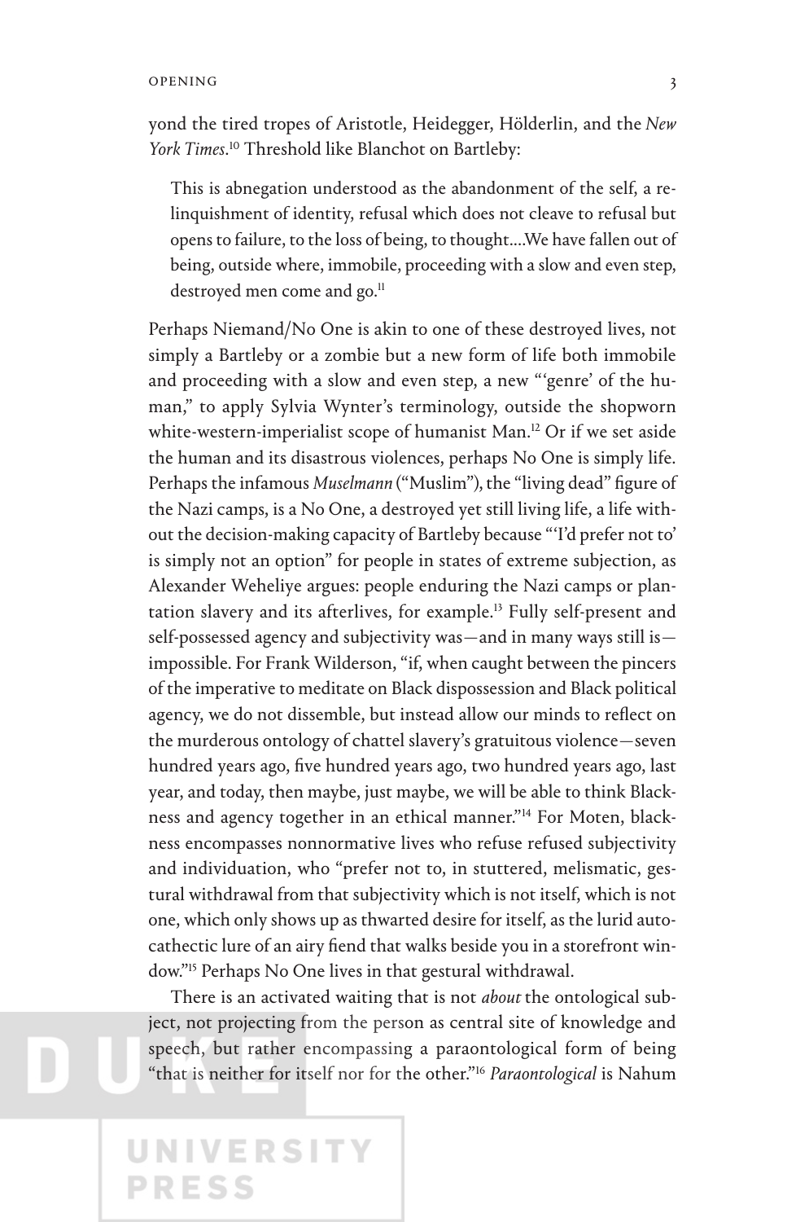yond the tired tropes of Aristotle, Heidegger, Hölderlin, and the *New York Times*.[10] Threshold like Blanchot on Bartleby:

> This is abnegation understood as the abandonment of the self, a relinquishment of identity, refusal which does not cleave to refusal but opens to failure, to the loss of being, to thought....We have fallen out of being, outside where, immobile, proceeding with a slow and even step, destroyed men come and go.[11]

Perhaps Niemand/No One is akin to one of these destroyed lives, not simply a Bartleby or a zombie but a new form of life both immobile and proceeding with a slow and even step, a new "'genre' of the human," to apply Sylvia Wynter's terminology, outside the shopworn white-western-imperialist scope of humanist Man.[12] Or if we set aside the human and its disastrous violences, perhaps No One is simply life. Perhaps the infamous *Muselmann* ("Muslim"), the "living dead" figure of the Nazi camps, is a No One, a destroyed yet still living life, a life without the decision-making capacity of Bartleby because "'I'd prefer not to' is simply not an option" for people in states of extreme subjection, as Alexander Weheliye argues: people enduring the Nazi camps or plantation slavery and its afterlives, for example.[13] Fully self-present and self-possessed agency and subjectivity was—and in many ways still is—impossible. For Frank Wilderson, "if, when caught between the pincers of the imperative to meditate on Black dispossession and Black political agency, we do not dissemble, but instead allow our minds to reflect on the murderous ontology of chattel slavery's gratuitous violence—seven hundred years ago, five hundred years ago, two hundred years ago, last year, and today, then maybe, just maybe, we will be able to think Blackness and agency together in an ethical manner."[14] For Moten, blackness encompasses nonnormative lives who refuse refused subjectivity and individuation, who "prefer not to, in stuttered, melismatic, gestural withdrawal from that subjectivity which is not itself, which is not one, which only shows up as thwarted desire for itself, as the lurid autocathectic lure of an airy fiend that walks beside you in a storefront window."[15] Perhaps No One lives in that gestural withdrawal.

There is an activated waiting that is not *about* the ontological subject, not projecting from the person as central site of knowledge and speech, but rather encompassing a paraontological form of being "that is neither for itself nor for the other."[16] *Paraontological* is Nahum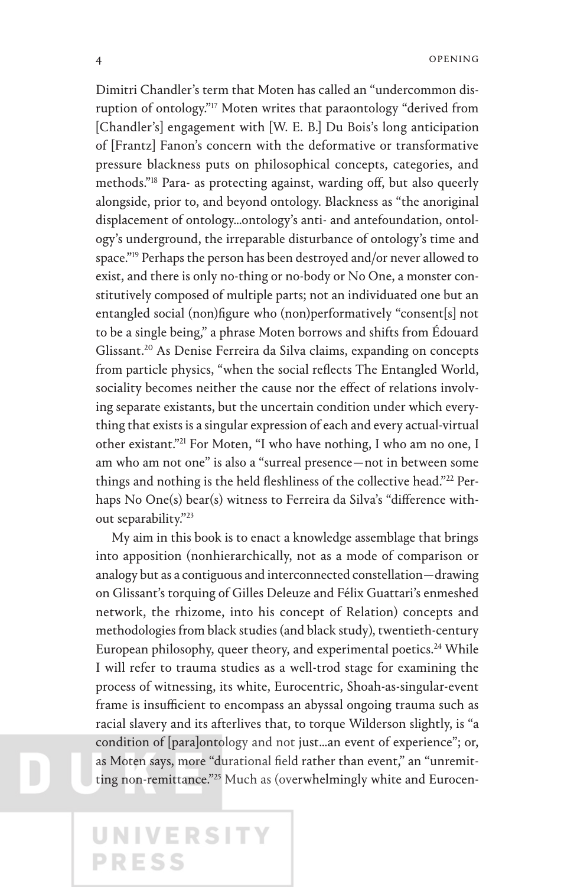Dimitri Chandler's term that Moten has called an "undercommon disruption of ontology."[17] Moten writes that paraontology "derived from [Chandler's] engagement with [W. E. B.] Du Bois's long anticipation of [Frantz] Fanon's concern with the deformative or transformative pressure blackness puts on philosophical concepts, categories, and methods."[18] Para- as protecting against, warding off, but also queerly alongside, prior to, and beyond ontology. Blackness as "the anoriginal displacement of ontology...ontology's anti- and antefoundation, ontology's underground, the irreparable disturbance of ontology's time and space."[19] Perhaps the person has been destroyed and/or never allowed to exist, and there is only no-thing or no-body or No One, a monster constitutively composed of multiple parts; not an individuated one but an entangled social (non)figure who (non)performatively "consent[s] not to be a single being," a phrase Moten borrows and shifts from Édouard Glissant.[20] As Denise Ferreira da Silva claims, expanding on concepts from particle physics, "when the social reflects The Entangled World, sociality becomes neither the cause nor the effect of relations involving separate existants, but the uncertain condition under which everything that exists is a singular expression of each and every actual-virtual other existant."[21] For Moten, "I who have nothing, I who am no one, I am who am not one" is also a "surreal presence—not in between some things and nothing is the held fleshliness of the collective head."[22] Perhaps No One(s) bear(s) witness to Ferreira da Silva's "difference without separability."[23]

My aim in this book is to enact a knowledge assemblage that brings into apposition (nonhierarchically, not as a mode of comparison or analogy but as a contiguous and interconnected constellation—drawing on Glissant's torquing of Gilles Deleuze and Félix Guattari's enmeshed network, the rhizome, into his concept of Relation) concepts and methodologies from black studies (and black study), twentieth-century European philosophy, queer theory, and experimental poetics.[24] While I will refer to trauma studies as a well-trod stage for examining the process of witnessing, its white, Eurocentric, Shoah-as-singular-event frame is insufficient to encompass an abyssal ongoing trauma such as racial slavery and its afterlives that, to torque Wilderson slightly, is "a condition of [para]ontology and not just...an event of experience"; or, as Moten says, more "durational field rather than event," an "unremitting non-remittance."[25] Much as (overwhelmingly white and Eurocen-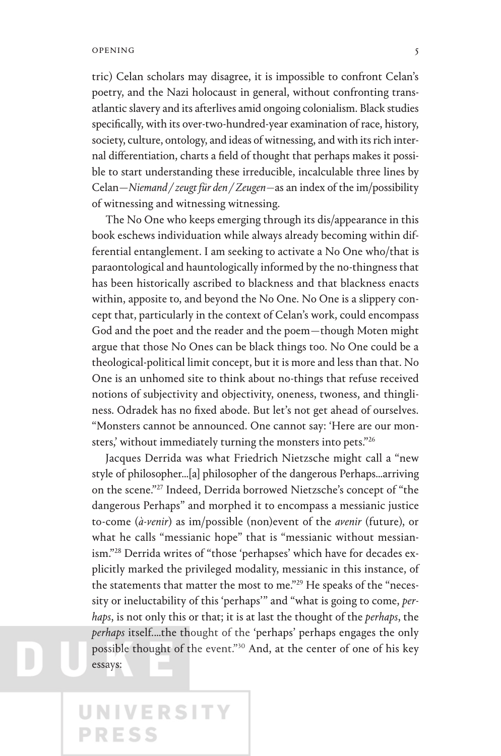tric) Celan scholars may disagree, it is impossible to confront Celan's poetry, and the Nazi holocaust in general, without confronting transatlantic slavery and its afterlives amid ongoing colonialism. Black studies specifically, with its over-two-hundred-year examination of race, history, society, culture, ontology, and ideas of witnessing, and with its rich internal differentiation, charts a field of thought that perhaps makes it possible to start understanding these irreducible, incalculable three lines by Celan—*Niemand / zeugt für den / Zeugen*—as an index of the im/possibility of witnessing and witnessing witnessing.

The No One who keeps emerging through its dis/appearance in this book eschews individuation while always already becoming within differential entanglement. I am seeking to activate a No One who/that is paraontological and hauntologically informed by the no-thingness that has been historically ascribed to blackness and that blackness enacts within, apposite to, and beyond the No One. No One is a slippery concept that, particularly in the context of Celan's work, could encompass God and the poet and the reader and the poem—though Moten might argue that those No Ones can be black things too. No One could be a theological-political limit concept, but it is more and less than that. No One is an unhomed site to think about no-things that refuse received notions of subjectivity and objectivity, oneness, twoness, and thingliness. Odradek has no fixed abode. But let's not get ahead of ourselves. "Monsters cannot be announced. One cannot say: 'Here are our monsters,' without immediately turning the monsters into pets."[26]

Jacques Derrida was what Friedrich Nietzsche might call a "new style of philosopher...[a] philosopher of the dangerous Perhaps...arriving on the scene."[27] Indeed, Derrida borrowed Nietzsche's concept of "the dangerous Perhaps" and morphed it to encompass a messianic justice to-come (*à-venir*) as im/possible (non)event of the *avenir* (future), or what he calls "messianic hope" that is "messianic without messianism."[28] Derrida writes of "those 'perhapses' which have for decades explicitly marked the privileged modality, messianic in this instance, of the statements that matter the most to me."[29] He speaks of the "necessity or ineluctability of this 'perhaps'" and "what is going to come, *perhaps*, is not only this or that; it is at last the thought of the *perhaps*, the *perhaps* itself....the thought of the 'perhaps' perhaps engages the only possible thought of the event."[30] And, at the center of one of his key essays: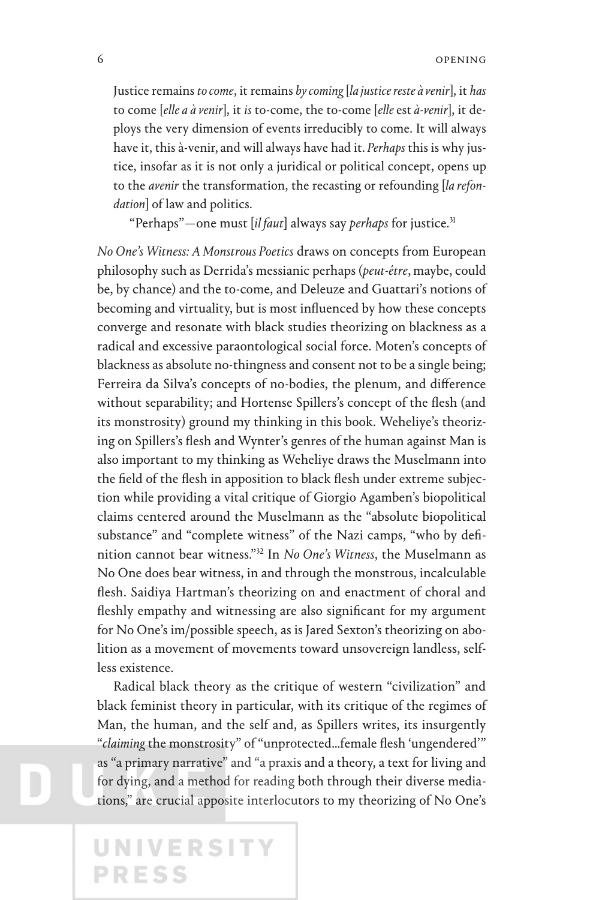> Justice remains *to come*, it remains *by coming* [*la justice reste à venir*], it *has* to come [*elle a à venir*], it *is* to-come, the to-come [*elle* est *à-venir*], it deploys the very dimension of events irreducibly to come. It will always have it, this à-venir, and will always have had it. *Perhaps* this is why justice, insofar as it is not only a juridical or political concept, opens up to the *avenir* the transformation, the recasting or refounding [*la refondation*] of law and politics.
>
> "Perhaps"—one must [*il faut*] always say *perhaps* for justice.[31]

*No One's Witness: A Monstrous Poetics* draws on concepts from European philosophy such as Derrida's messianic perhaps (*peut-être*, maybe, could be, by chance) and the to-come, and Deleuze and Guattari's notions of becoming and virtuality, but is most influenced by how these concepts converge and resonate with black studies theorizing on blackness as a radical and excessive paraontological social force. Moten's concepts of blackness as absolute no-thingness and consent not to be a single being; Ferreira da Silva's concepts of no-bodies, the plenum, and difference without separability; and Hortense Spillers's concept of the flesh (and its monstrosity) ground my thinking in this book. Weheliye's theorizing on Spillers's flesh and Wynter's genres of the human against Man is also important to my thinking as Weheliye draws the Muselmann into the field of the flesh in apposition to black flesh under extreme subjection while providing a vital critique of Giorgio Agamben's biopolitical claims centered around the Muselmann as the "absolute biopolitical substance" and "complete witness" of the Nazi camps, "who by definition cannot bear witness."[32] In *No One's Witness*, the Muselmann as No One does bear witness, in and through the monstrous, incalculable flesh. Saidiya Hartman's theorizing on and enactment of choral and fleshly empathy and witnessing are also significant for my argument for No One's im/possible speech, as is Jared Sexton's theorizing on abolition as a movement of movements toward unsovereign landless, selfless existence.

Radical black theory as the critique of western "civilization" and black feminist theory in particular, with its critique of the regimes of Man, the human, and the self and, as Spillers writes, its insurgently "*claiming* the monstrosity" of "unprotected...female flesh 'ungendered'" as "a primary narrative" and "a praxis and a theory, a text for living and for dying, and a method for reading both through their diverse mediations," are crucial apposite interlocutors to my theorizing of No One's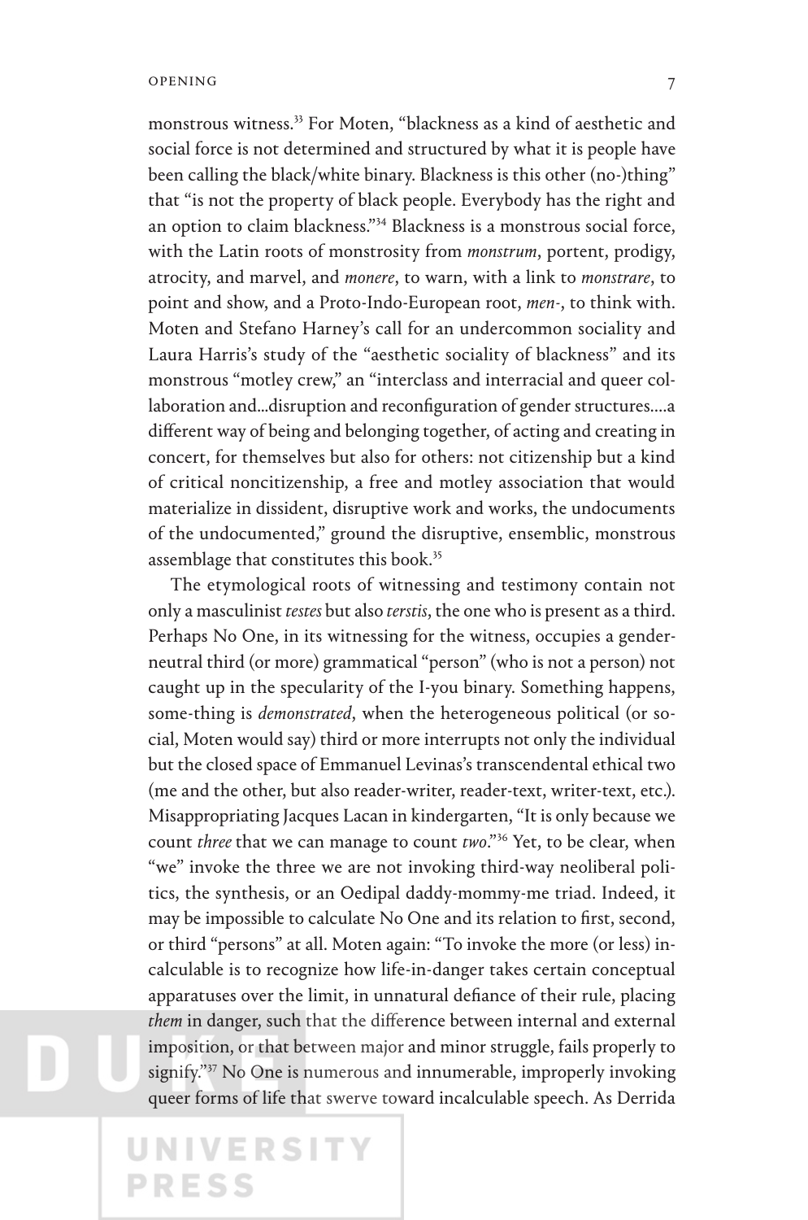monstrous witness.[33] For Moten, "blackness as a kind of aesthetic and social force is not determined and structured by what it is people have been calling the black/white binary. Blackness is this other (no-)thing" that "is not the property of black people. Everybody has the right and an option to claim blackness."[34] Blackness is a monstrous social force, with the Latin roots of monstrosity from *monstrum*, portent, prodigy, atrocity, and marvel, and *monere*, to warn, with a link to *monstrare*, to point and show, and a Proto-Indo-European root, *men-*, to think with. Moten and Stefano Harney's call for an undercommon sociality and Laura Harris's study of the "aesthetic sociality of blackness" and its monstrous "motley crew," an "interclass and interracial and queer collaboration and...disruption and reconfiguration of gender structures....a different way of being and belonging together, of acting and creating in concert, for themselves but also for others: not citizenship but a kind of critical noncitizenship, a free and motley association that would materialize in dissident, disruptive work and works, the undocuments of the undocumented," ground the disruptive, ensemblic, monstrous assemblage that constitutes this book.[35]

The etymological roots of witnessing and testimony contain not only a masculinist *testes* but also *terstis*, the one who is present as a third. Perhaps No One, in its witnessing for the witness, occupies a gender-neutral third (or more) grammatical "person" (who is not a person) not caught up in the specularity of the I-you binary. Something happens, some-thing is *demonstrated*, when the heterogeneous political (or social, Moten would say) third or more interrupts not only the individual but the closed space of Emmanuel Levinas's transcendental ethical two (me and the other, but also reader-writer, reader-text, writer-text, etc.). Misappropriating Jacques Lacan in kindergarten, "It is only because we count *three* that we can manage to count *two*."[36] Yet, to be clear, when "we" invoke the three we are not invoking third-way neoliberal politics, the synthesis, or an Oedipal daddy-mommy-me triad. Indeed, it may be impossible to calculate No One and its relation to first, second, or third "persons" at all. Moten again: "To invoke the more (or less) incalculable is to recognize how life-in-danger takes certain conceptual apparatuses over the limit, in unnatural defiance of their rule, placing *them* in danger, such that the difference between internal and external imposition, or that between major and minor struggle, fails properly to signify."[37] No One is numerous and innumerable, improperly invoking queer forms of life that swerve toward incalculable speech. As Derrida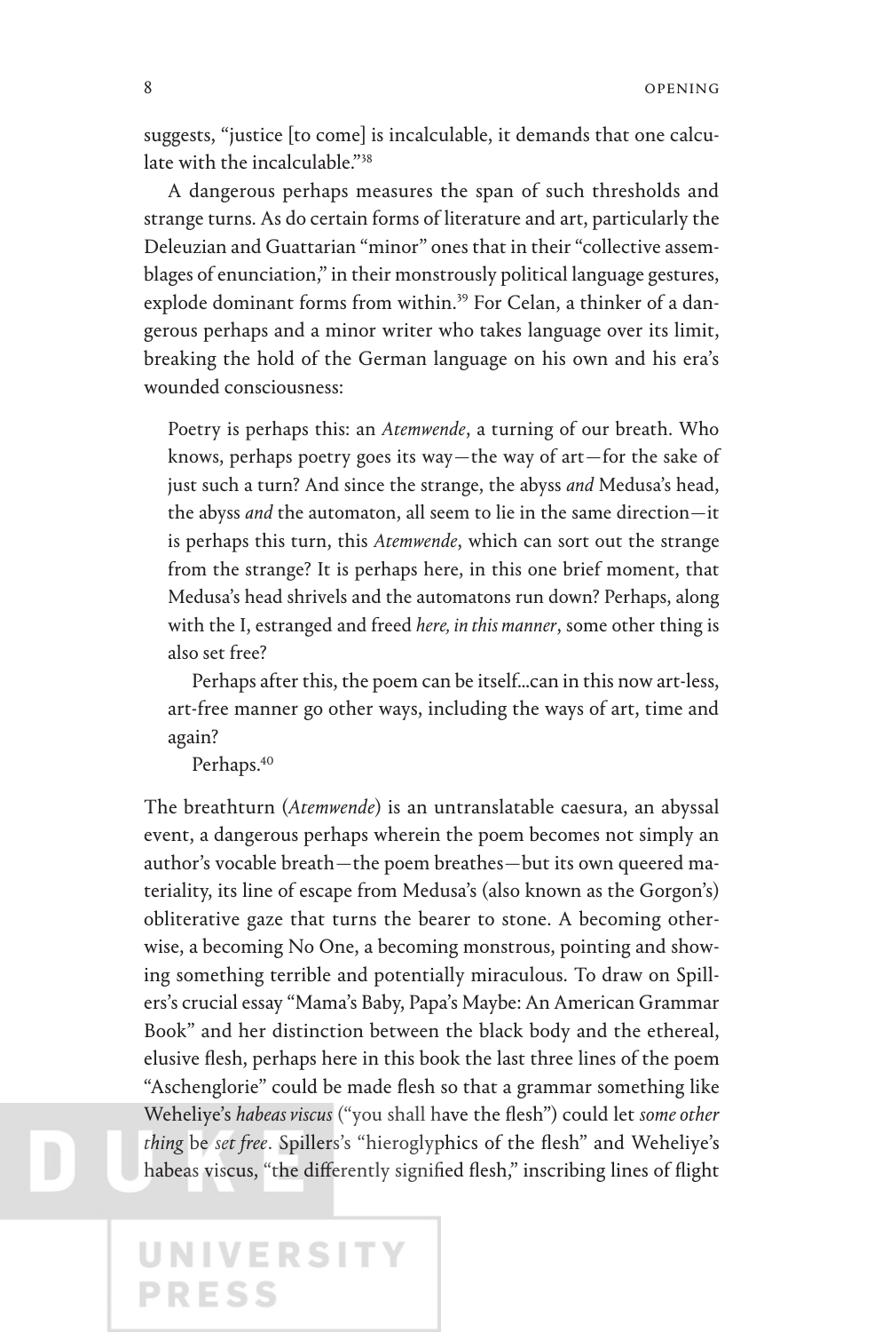suggests, "justice [to come] is incalculable, it demands that one calculate with the incalculable."[38]

A dangerous perhaps measures the span of such thresholds and strange turns. As do certain forms of literature and art, particularly the Deleuzian and Guattarian "minor" ones that in their "collective assemblages of enunciation," in their monstrously political language gestures, explode dominant forms from within.[39] For Celan, a thinker of a dangerous perhaps and a minor writer who takes language over its limit, breaking the hold of the German language on his own and his era's wounded consciousness:

> Poetry is perhaps this: an *Atemwende*, a turning of our breath. Who knows, perhaps poetry goes its way—the way of art—for the sake of just such a turn? And since the strange, the abyss *and* Medusa's head, the abyss *and* the automaton, all seem to lie in the same direction—it is perhaps this turn, this *Atemwende*, which can sort out the strange from the strange? It is perhaps here, in this one brief moment, that Medusa's head shrivels and the automatons run down? Perhaps, along with the I, estranged and freed *here, in this manner*, some other thing is also set free?
>
> Perhaps after this, the poem can be itself...can in this now art-less, art-free manner go other ways, including the ways of art, time and again?
>
> Perhaps.[40]

The breathturn (*Atemwende*) is an untranslatable caesura, an abyssal event, a dangerous perhaps wherein the poem becomes not simply an author's vocable breath—the poem breathes—but its own queered materiality, its line of escape from Medusa's (also known as the Gorgon's) obliterative gaze that turns the bearer to stone. A becoming otherwise, a becoming No One, a becoming monstrous, pointing and showing something terrible and potentially miraculous. To draw on Spillers's crucial essay "Mama's Baby, Papa's Maybe: An American Grammar Book" and her distinction between the black body and the ethereal, elusive flesh, perhaps here in this book the last three lines of the poem "Aschenglorie" could be made flesh so that a grammar something like Weheliye's *habeas viscus* ("you shall have the flesh") could let *some other thing* be *set free*. Spillers's "hieroglyphics of the flesh" and Weheliye's habeas viscus, "the differently signified flesh," inscribing lines of flight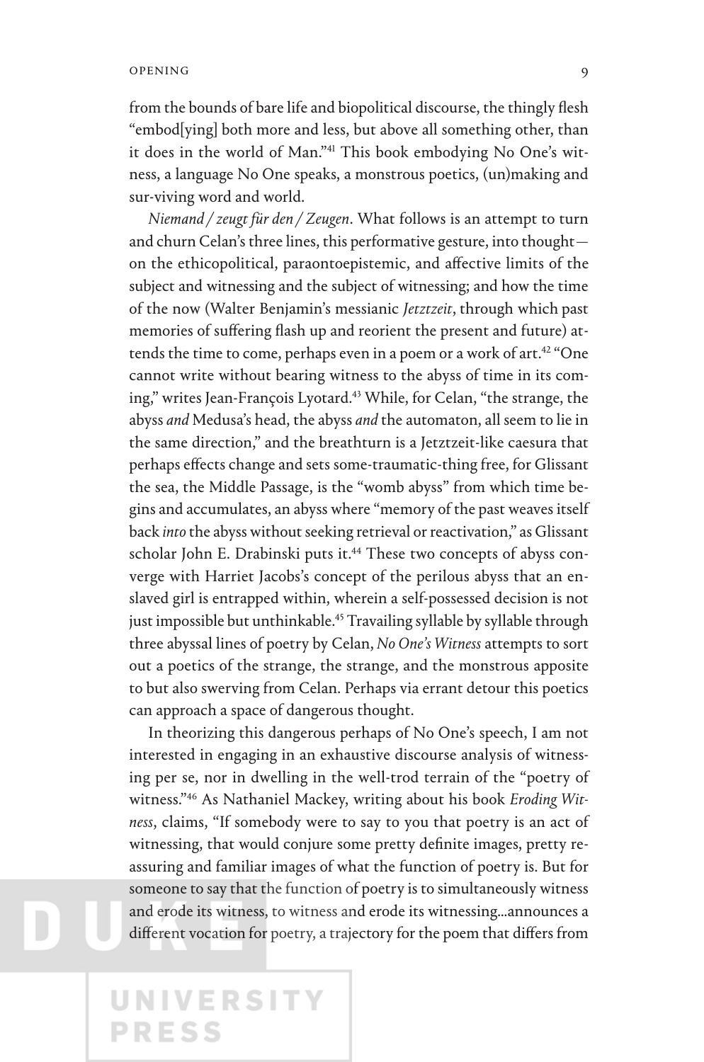from the bounds of bare life and biopolitical discourse, the thingly flesh "embod[ying] both more and less, but above all something other, than it does in the world of Man."[41] This book embodying No One's witness, a language No One speaks, a monstrous poetics, (un)making and sur-viving word and world.

*Niemand / zeugt für den / Zeugen*. What follows is an attempt to turn and churn Celan's three lines, this performative gesture, into thought—on the ethicopolitical, paraontoepistemic, and affective limits of the subject and witnessing and the subject of witnessing; and how the time of the now (Walter Benjamin's messianic *Jetztzeit*, through which past memories of suffering flash up and reorient the present and future) attends the time to come, perhaps even in a poem or a work of art.[42] "One cannot write without bearing witness to the abyss of time in its coming," writes Jean-François Lyotard.[43] While, for Celan, "the strange, the abyss *and* Medusa's head, the abyss *and* the automaton, all seem to lie in the same direction," and the breathturn is a Jetztzeit-like caesura that perhaps effects change and sets some-traumatic-thing free, for Glissant the sea, the Middle Passage, is the "womb abyss" from which time begins and accumulates, an abyss where "memory of the past weaves itself back *into* the abyss without seeking retrieval or reactivation," as Glissant scholar John E. Drabinski puts it.[44] These two concepts of abyss converge with Harriet Jacobs's concept of the perilous abyss that an enslaved girl is entrapped within, wherein a self-possessed decision is not just impossible but unthinkable.[45] Travailing syllable by syllable through three abyssal lines of poetry by Celan, *No One's Witness* attempts to sort out a poetics of the strange, the strange, and the monstrous apposite to but also swerving from Celan. Perhaps via errant detour this poetics can approach a space of dangerous thought.

In theorizing this dangerous perhaps of No One's speech, I am not interested in engaging in an exhaustive discourse analysis of witnessing per se, nor in dwelling in the well-trod terrain of the "poetry of witness."[46] As Nathaniel Mackey, writing about his book *Eroding Witness*, claims, "If somebody were to say to you that poetry is an act of witnessing, that would conjure some pretty definite images, pretty reassuring and familiar images of what the function of poetry is. But for someone to say that the function of poetry is to simultaneously witness and erode its witness, to witness and erode its witnessing...announces a different vocation for poetry, a trajectory for the poem that differs from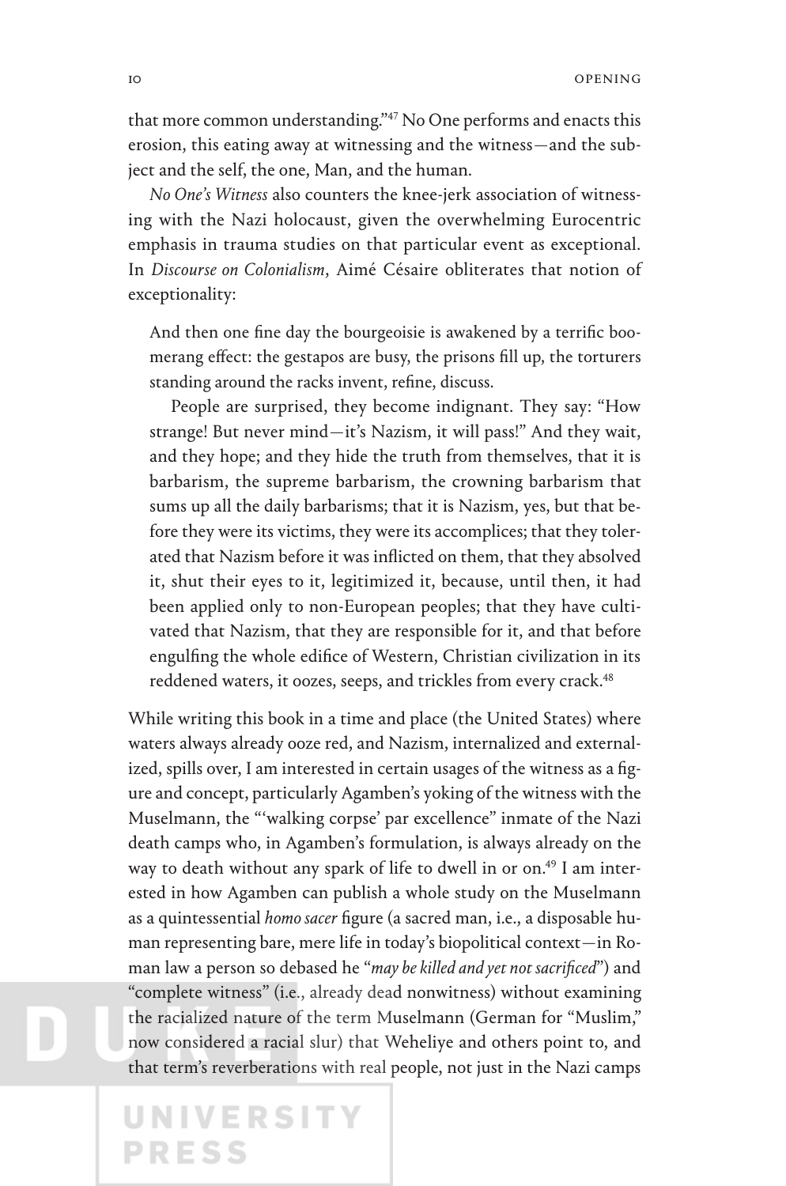that more common understanding."[47] No One performs and enacts this erosion, this eating away at witnessing and the witness—and the subject and the self, the one, Man, and the human.

*No One's Witness* also counters the knee-jerk association of witnessing with the Nazi holocaust, given the overwhelming Eurocentric emphasis in trauma studies on that particular event as exceptional. In *Discourse on Colonialism*, Aimé Césaire obliterates that notion of exceptionality:

> And then one fine day the bourgeoisie is awakened by a terrific boomerang effect: the gestapos are busy, the prisons fill up, the torturers standing around the racks invent, refine, discuss.
>
> People are surprised, they become indignant. They say: "How strange! But never mind—it's Nazism, it will pass!" And they wait, and they hope; and they hide the truth from themselves, that it is barbarism, the supreme barbarism, the crowning barbarism that sums up all the daily barbarisms; that it is Nazism, yes, but that before they were its victims, they were its accomplices; that they tolerated that Nazism before it was inflicted on them, that they absolved it, shut their eyes to it, legitimized it, because, until then, it had been applied only to non-European peoples; that they have cultivated that Nazism, that they are responsible for it, and that before engulfing the whole edifice of Western, Christian civilization in its reddened waters, it oozes, seeps, and trickles from every crack.[48]

While writing this book in a time and place (the United States) where waters always already ooze red, and Nazism, internalized and externalized, spills over, I am interested in certain usages of the witness as a figure and concept, particularly Agamben's yoking of the witness with the Muselmann, the "'walking corpse' par excellence" inmate of the Nazi death camps who, in Agamben's formulation, is always already on the way to death without any spark of life to dwell in or on.[49] I am interested in how Agamben can publish a whole study on the Muselmann as a quintessential *homo sacer* figure (a sacred man, i.e., a disposable human representing bare, mere life in today's biopolitical context—in Roman law a person so debased he "*may be killed and yet not sacrificed*") and "complete witness" (i.e., already dead nonwitness) without examining the racialized nature of the term Muselmann (German for "Muslim," now considered a racial slur) that Weheliye and others point to, and that term's reverberations with real people, not just in the Nazi camps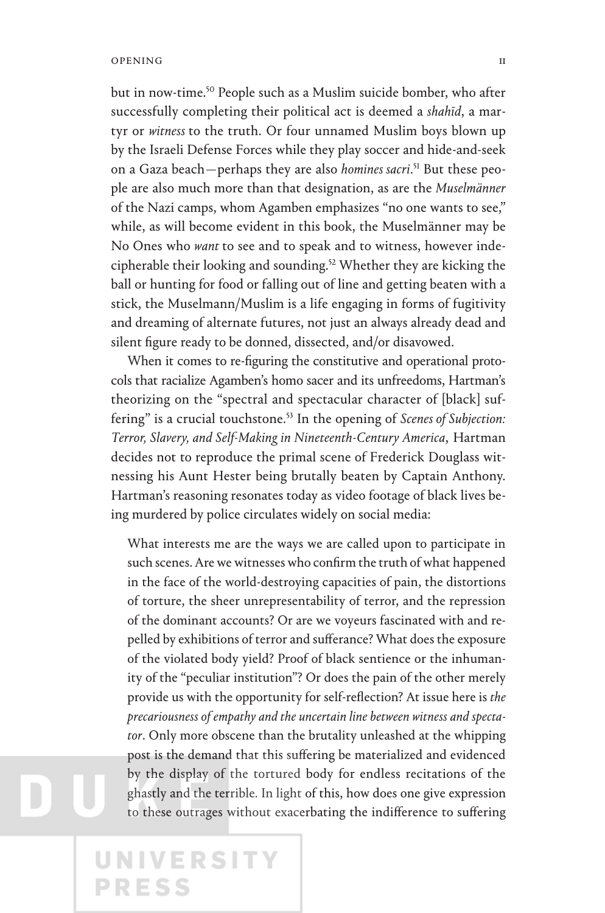but in now-time.[50] People such as a Muslim suicide bomber, who after successfully completing their political act is deemed a *shahīd*, a martyr or *witness* to the truth. Or four unnamed Muslim boys blown up by the Israeli Defense Forces while they play soccer and hide-and-seek on a Gaza beach—perhaps they are also *homines sacri*.[51] But these people are also much more than that designation, as are the *Muselmänner* of the Nazi camps, whom Agamben emphasizes "no one wants to see," while, as will become evident in this book, the Muselmänner may be No Ones who *want* to see and to speak and to witness, however indecipherable their looking and sounding.[52] Whether they are kicking the ball or hunting for food or falling out of line and getting beaten with a stick, the Muselmann/Muslim is a life engaging in forms of fugitivity and dreaming of alternate futures, not just an always already dead and silent figure ready to be donned, dissected, and/or disavowed.

When it comes to re-figuring the constitutive and operational protocols that racialize Agamben's homo sacer and its unfreedoms, Hartman's theorizing on the "spectral and spectacular character of [black] suffering" is a crucial touchstone.[53] In the opening of *Scenes of Subjection: Terror, Slavery, and Self-Making in Nineteenth-Century America*, Hartman decides not to reproduce the primal scene of Frederick Douglass witnessing his Aunt Hester being brutally beaten by Captain Anthony. Hartman's reasoning resonates today as video footage of black lives being murdered by police circulates widely on social media:

> What interests me are the ways we are called upon to participate in such scenes. Are we witnesses who confirm the truth of what happened in the face of the world-destroying capacities of pain, the distortions of torture, the sheer unrepresentability of terror, and the repression of the dominant accounts? Or are we voyeurs fascinated with and repelled by exhibitions of terror and sufferance? What does the exposure of the violated body yield? Proof of black sentience or the inhumanity of the "peculiar institution"? Or does the pain of the other merely provide us with the opportunity for self-reflection? At issue here is *the precariousness of empathy and the uncertain line between witness and spectator*. Only more obscene than the brutality unleashed at the whipping post is the demand that this suffering be materialized and evidenced by the display of the tortured body for endless recitations of the ghastly and the terrible. In light of this, how does one give expression to these outrages without exacerbating the indifference to suffering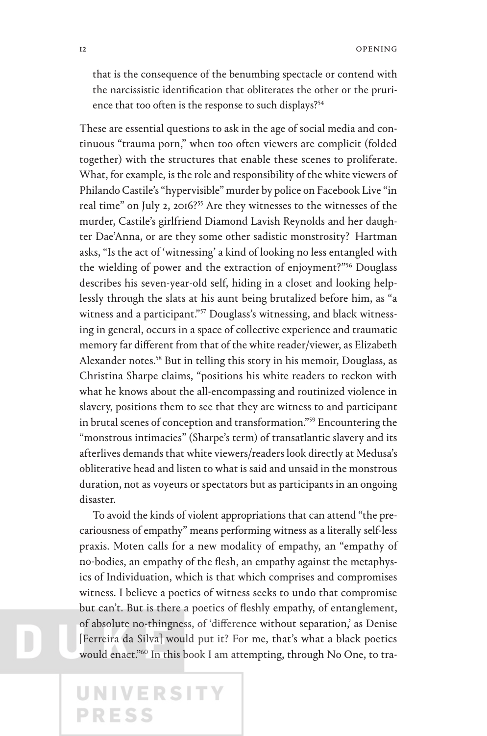that is the consequence of the benumbing spectacle or contend with the narcissistic identification that obliterates the other or the prurience that too often is the response to such displays?[54]

These are essential questions to ask in the age of social media and continuous "trauma porn," when too often viewers are complicit (folded together) with the structures that enable these scenes to proliferate. What, for example, is the role and responsibility of the white viewers of Philando Castile's "hypervisible" murder by police on Facebook Live "in real time" on July 2, 2016?[55] Are they witnesses to the witnesses of the murder, Castile's girlfriend Diamond Lavish Reynolds and her daughter Dae'Anna, or are they some other sadistic monstrosity? Hartman asks, "Is the act of 'witnessing' a kind of looking no less entangled with the wielding of power and the extraction of enjoyment?"[56] Douglass describes his seven-year-old self, hiding in a closet and looking helplessly through the slats at his aunt being brutalized before him, as "a witness and a participant."[57] Douglass's witnessing, and black witnessing in general, occurs in a space of collective experience and traumatic memory far different from that of the white reader/viewer, as Elizabeth Alexander notes.[58] But in telling this story in his memoir, Douglass, as Christina Sharpe claims, "positions his white readers to reckon with what he knows about the all-encompassing and routinized violence in slavery, positions them to see that they are witness to and participant in brutal scenes of conception and transformation."[59] Encountering the "monstrous intimacies" (Sharpe's term) of transatlantic slavery and its afterlives demands that white viewers/readers look directly at Medusa's obliterative head and listen to what is said and unsaid in the monstrous duration, not as voyeurs or spectators but as participants in an ongoing disaster.

To avoid the kinds of violent appropriations that can attend "the precariousness of empathy" means performing witness as a literally self-less praxis. Moten calls for a new modality of empathy, an "empathy of no-bodies, an empathy of the flesh, an empathy against the metaphysics of Individuation, which is that which comprises and compromises witness. I believe a poetics of witness seeks to undo that compromise but can't. But is there a poetics of fleshly empathy, of entanglement, of absolute no-thingness, of 'difference without separation,' as Denise [Ferreira da Silva] would put it? For me, that's what a black poetics would enact."[60] In this book I am attempting, through No One, to tra-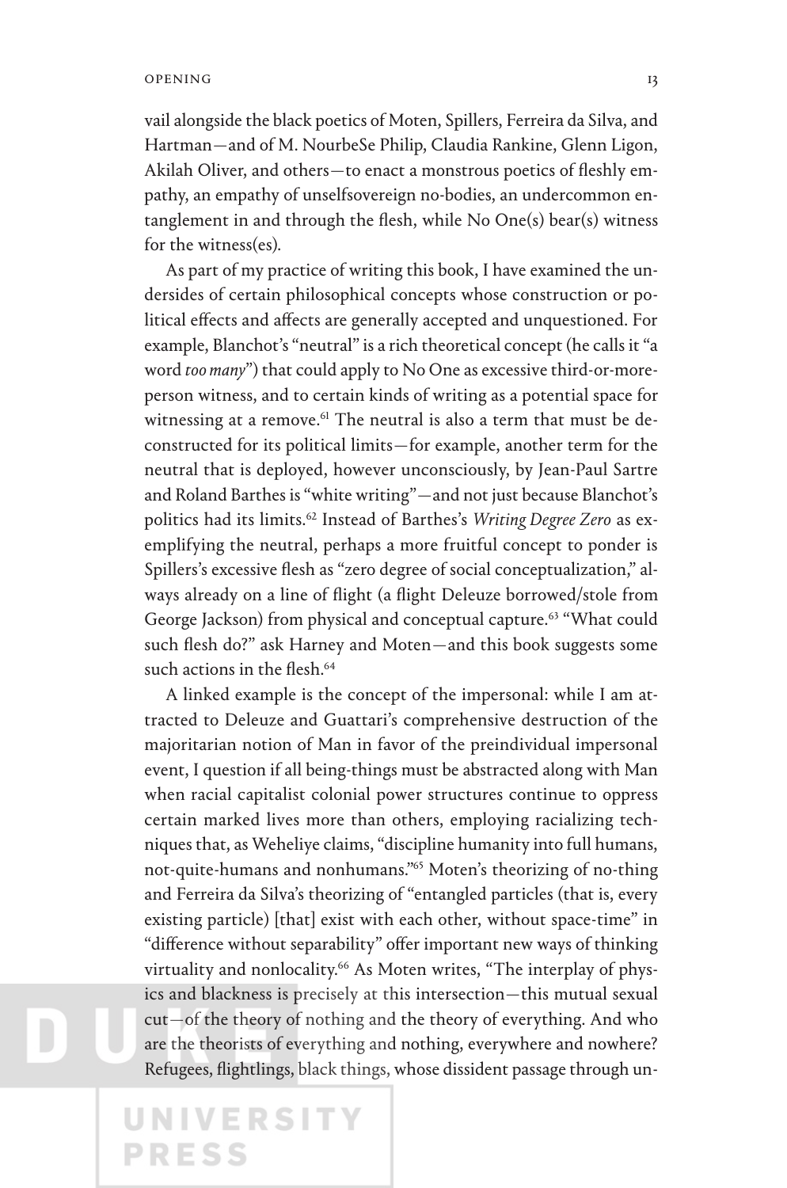vail alongside the black poetics of Moten, Spillers, Ferreira da Silva, and Hartman—and of M. NourbeSe Philip, Claudia Rankine, Glenn Ligon, Akilah Oliver, and others—to enact a monstrous poetics of fleshly empathy, an empathy of unselfsovereign no-bodies, an undercommon entanglement in and through the flesh, while No One(s) bear(s) witness for the witness(es).

As part of my practice of writing this book, I have examined the undersides of certain philosophical concepts whose construction or political effects and affects are generally accepted and unquestioned. For example, Blanchot's "neutral" is a rich theoretical concept (he calls it "a word *too many*") that could apply to No One as excessive third-or-more-person witness, and to certain kinds of writing as a potential space for witnessing at a remove.[61] The neutral is also a term that must be deconstructed for its political limits—for example, another term for the neutral that is deployed, however unconsciously, by Jean-Paul Sartre and Roland Barthes is "white writing"—and not just because Blanchot's politics had its limits.[62] Instead of Barthes's *Writing Degree Zero* as exemplifying the neutral, perhaps a more fruitful concept to ponder is Spillers's excessive flesh as "zero degree of social conceptualization," always already on a line of flight (a flight Deleuze borrowed/stole from George Jackson) from physical and conceptual capture.[63] "What could such flesh do?" ask Harney and Moten—and this book suggests some such actions in the flesh.[64]

A linked example is the concept of the impersonal: while I am attracted to Deleuze and Guattari's comprehensive destruction of the majoritarian notion of Man in favor of the preindividual impersonal event, I question if all being-things must be abstracted along with Man when racial capitalist colonial power structures continue to oppress certain marked lives more than others, employing racializing techniques that, as Weheliye claims, "discipline humanity into full humans, not-quite-humans and nonhumans."[65] Moten's theorizing of no-thing and Ferreira da Silva's theorizing of "entangled particles (that is, every existing particle) [that] exist with each other, without space-time" in "difference without separability" offer important new ways of thinking virtuality and nonlocality.[66] As Moten writes, "The interplay of physics and blackness is precisely at this intersection—this mutual sexual cut—of the theory of nothing and the theory of everything. And who are the theorists of everything and nothing, everywhere and nowhere? Refugees, flightlings, black things, whose dissident passage through un-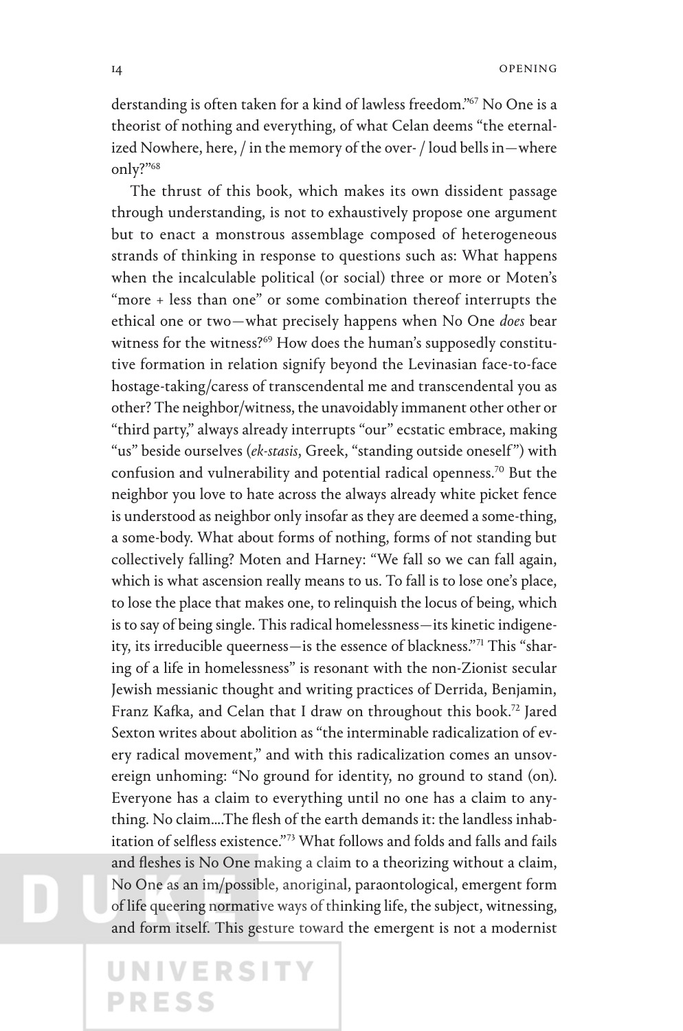derstanding is often taken for a kind of lawless freedom."[67] No One is a theorist of nothing and everything, of what Celan deems "the eternalized Nowhere, here, / in the memory of the over- / loud bells in—where only?"[68]

The thrust of this book, which makes its own dissident passage through understanding, is not to exhaustively propose one argument but to enact a monstrous assemblage composed of heterogeneous strands of thinking in response to questions such as: What happens when the incalculable political (or social) three or more or Moten's "more + less than one" or some combination thereof interrupts the ethical one or two—what precisely happens when No One *does* bear witness for the witness?[69] How does the human's supposedly constitutive formation in relation signify beyond the Levinasian face-to-face hostage-taking/caress of transcendental me and transcendental you as other? The neighbor/witness, the unavoidably immanent other other or "third party," always already interrupts "our" ecstatic embrace, making "us" beside ourselves (*ek-stasis*, Greek, "standing outside oneself") with confusion and vulnerability and potential radical openness.[70] But the neighbor you love to hate across the always already white picket fence is understood as neighbor only insofar as they are deemed a some-thing, a some-body. What about forms of nothing, forms of not standing but collectively falling? Moten and Harney: "We fall so we can fall again, which is what ascension really means to us. To fall is to lose one's place, to lose the place that makes one, to relinquish the locus of being, which is to say of being single. This radical homelessness—its kinetic indigeneity, its irreducible queerness—is the essence of blackness."[71] This "sharing of a life in homelessness" is resonant with the non-Zionist secular Jewish messianic thought and writing practices of Derrida, Benjamin, Franz Kafka, and Celan that I draw on throughout this book.[72] Jared Sexton writes about abolition as "the interminable radicalization of every radical movement," and with this radicalization comes an unsovereign unhoming: "No ground for identity, no ground to stand (on). Everyone has a claim to everything until no one has a claim to anything. No claim.... The flesh of the earth demands it: the landless inhabitation of selfless existence."[73] What follows and folds and falls and fails and fleshes is No One making a claim to a theorizing without a claim, No One as an im/possible, anoriginal, paraontological, emergent form of life queering normative ways of thinking life, the subject, witnessing, and form itself. This gesture toward the emergent is not a modernist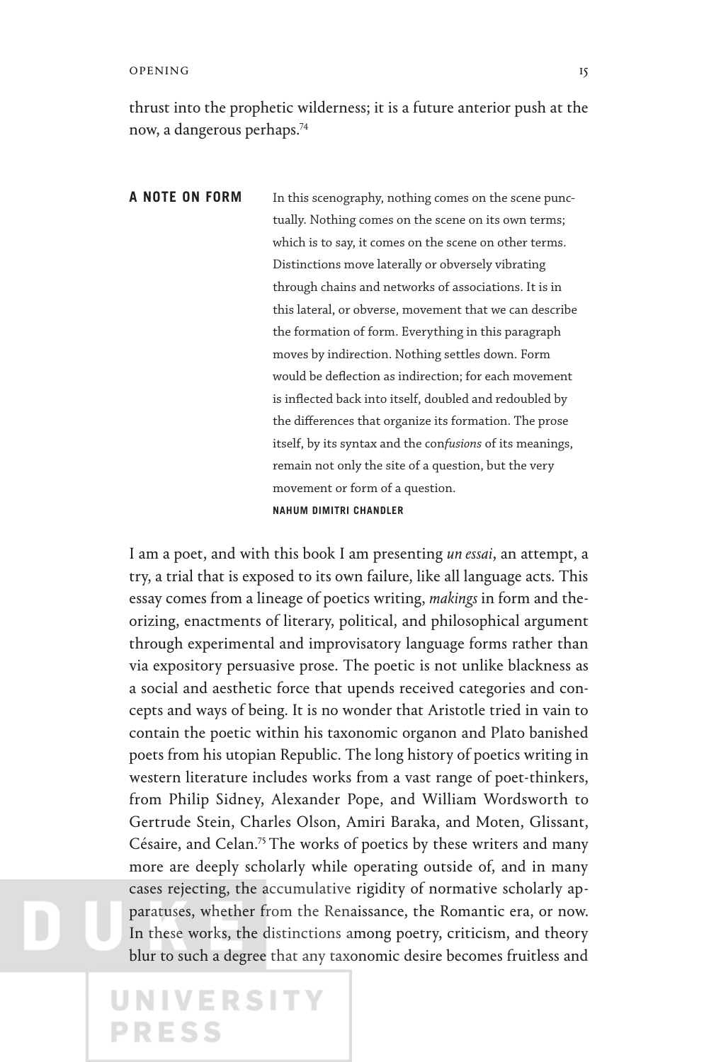thrust into the prophetic wilderness; it is a future anterior push at the now, a dangerous perhaps.[74]

**A NOTE ON FORM**

> In this scenography, nothing comes on the scene punctually. Nothing comes on the scene on its own terms; which is to say, it comes on the scene on other terms. Distinctions move laterally or obversely vibrating through chains and networks of associations. It is in this lateral, or obverse, movement that we can describe the formation of form. Everything in this paragraph moves by indirection. Nothing settles down. Form would be deflection as indirection; for each movement is inflected back into itself, doubled and redoubled by the differences that organize its formation. The prose itself, by its syntax and the con*fusions* of its meanings, remain not only the site of a question, but the very movement or form of a question.
>
> **NAHUM DIMITRI CHANDLER**

I am a poet, and with this book I am presenting *un essai*, an attempt, a try, a trial that is exposed to its own failure, like all language acts. This essay comes from a lineage of poetics writing, *makings* in form and theorizing, enactments of literary, political, and philosophical argument through experimental and improvisatory language forms rather than via expository persuasive prose. The poetic is not unlike blackness as a social and aesthetic force that upends received categories and concepts and ways of being. It is no wonder that Aristotle tried in vain to contain the poetic within his taxonomic organon and Plato banished poets from his utopian Republic. The long history of poetics writing in western literature includes works from a vast range of poet-thinkers, from Philip Sidney, Alexander Pope, and William Wordsworth to Gertrude Stein, Charles Olson, Amiri Baraka, and Moten, Glissant, Césaire, and Celan.[75] The works of poetics by these writers and many more are deeply scholarly while operating outside of, and in many cases rejecting, the accumulative rigidity of normative scholarly apparatuses, whether from the Renaissance, the Romantic era, or now. In these works, the distinctions among poetry, criticism, and theory blur to such a degree that any taxonomic desire becomes fruitless and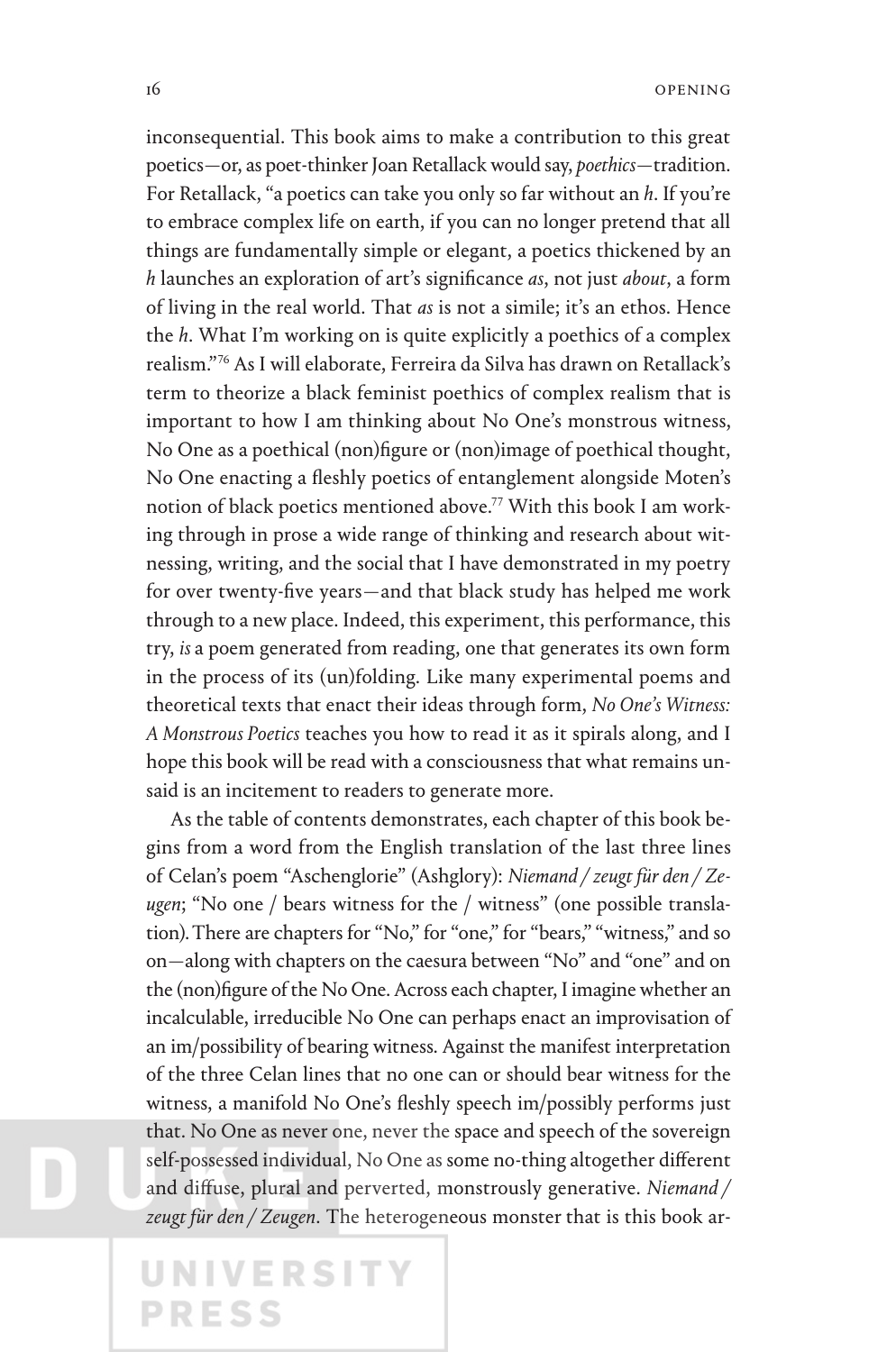inconsequential. This book aims to make a contribution to this great poetics—or, as poet-thinker Joan Retallack would say, *poethics*—tradition. For Retallack, "a poetics can take you only so far without an *h*. If you're to embrace complex life on earth, if you can no longer pretend that all things are fundamentally simple or elegant, a poetics thickened by an *h* launches an exploration of art's significance *as*, not just *about*, a form of living in the real world. That *as* is not a simile; it's an ethos. Hence the *h*. What I'm working on is quite explicitly a poethics of a complex realism."[76] As I will elaborate, Ferreira da Silva has drawn on Retallack's term to theorize a black feminist poethics of complex realism that is important to how I am thinking about No One's monstrous witness, No One as a poethical (non)figure or (non)image of poethical thought, No One enacting a fleshly poetics of entanglement alongside Moten's notion of black poetics mentioned above.[77] With this book I am working through in prose a wide range of thinking and research about witnessing, writing, and the social that I have demonstrated in my poetry for over twenty-five years—and that black study has helped me work through to a new place. Indeed, this experiment, this performance, this try, *is* a poem generated from reading, one that generates its own form in the process of its (un)folding. Like many experimental poems and theoretical texts that enact their ideas through form, *No One's Witness: A Monstrous Poetics* teaches you how to read it as it spirals along, and I hope this book will be read with a consciousness that what remains unsaid is an incitement to readers to generate more.

As the table of contents demonstrates, each chapter of this book begins from a word from the English translation of the last three lines of Celan's poem "Aschenglorie" (Ashglory): *Niemand / zeugt für den / Zeugen*; "No one / bears witness for the / witness" (one possible translation). There are chapters for "No," for "one," for "bears," "witness," and so on—along with chapters on the caesura between "No" and "one" and on the (non)figure of the No One. Across each chapter, I imagine whether an incalculable, irreducible No One can perhaps enact an improvisation of an im/possibility of bearing witness. Against the manifest interpretation of the three Celan lines that no one can or should bear witness for the witness, a manifold No One's fleshly speech im/possibly performs just that. No One as never one, never the space and speech of the sovereign self-possessed individual, No One as some no-thing altogether different and diffuse, plural and perverted, monstrously generative. *Niemand / zeugt für den / Zeugen*. The heterogeneous monster that is this book ar-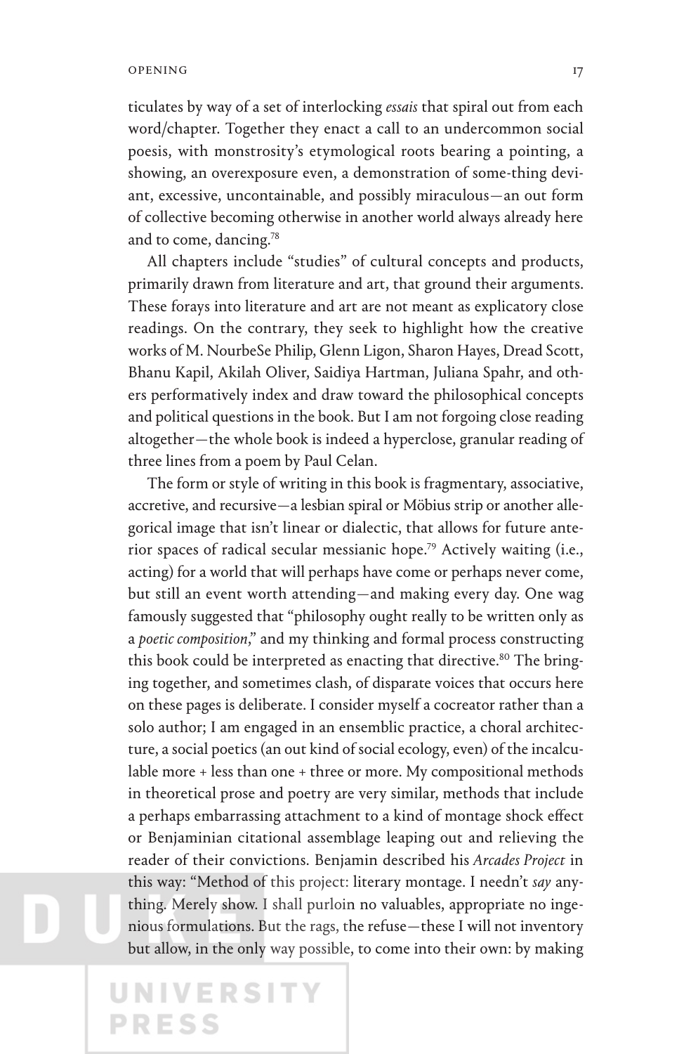ticulates by way of a set of interlocking *essais* that spiral out from each word/chapter. Together they enact a call to an undercommon social poesis, with monstrosity's etymological roots bearing a pointing, a showing, an overexposure even, a demonstration of some-thing deviant, excessive, uncontainable, and possibly miraculous—an out form of collective becoming otherwise in another world always already here and to come, dancing.[78]

All chapters include "studies" of cultural concepts and products, primarily drawn from literature and art, that ground their arguments. These forays into literature and art are not meant as explicatory close readings. On the contrary, they seek to highlight how the creative works of M. NourbeSe Philip, Glenn Ligon, Sharon Hayes, Dread Scott, Bhanu Kapil, Akilah Oliver, Saidiya Hartman, Juliana Spahr, and others performatively index and draw toward the philosophical concepts and political questions in the book. But I am not forgoing close reading altogether—the whole book is indeed a hyperclose, granular reading of three lines from a poem by Paul Celan.

The form or style of writing in this book is fragmentary, associative, accretive, and recursive—a lesbian spiral or Möbius strip or another allegorical image that isn't linear or dialectic, that allows for future anterior spaces of radical secular messianic hope.[79] Actively waiting (i.e., acting) for a world that will perhaps have come or perhaps never come, but still an event worth attending—and making every day. One wag famously suggested that "philosophy ought really to be written only as a *poetic composition*," and my thinking and formal process constructing this book could be interpreted as enacting that directive.[80] The bringing together, and sometimes clash, of disparate voices that occurs here on these pages is deliberate. I consider myself a cocreator rather than a solo author; I am engaged in an ensemblic practice, a choral architecture, a social poetics (an out kind of social ecology, even) of the incalculable more + less than one + three or more. My compositional methods in theoretical prose and poetry are very similar, methods that include a perhaps embarrassing attachment to a kind of montage shock effect or Benjaminian citational assemblage leaping out and relieving the reader of their convictions. Benjamin described his *Arcades Project* in this way: "Method of this project: literary montage. I needn't *say* anything. Merely show. I shall purloin no valuables, appropriate no ingenious formulations. But the rags, the refuse—these I will not inventory but allow, in the only way possible, to come into their own: by making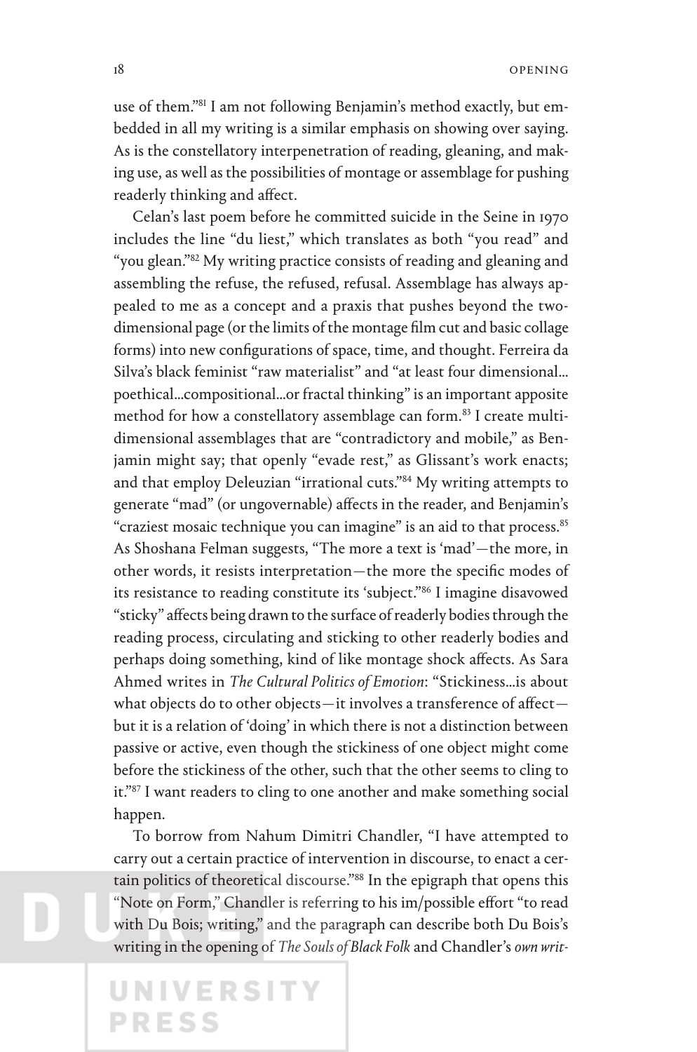use of them."[81] I am not following Benjamin's method exactly, but embedded in all my writing is a similar emphasis on showing over saying. As is the constellatory interpenetration of reading, gleaning, and making use, as well as the possibilities of montage or assemblage for pushing readerly thinking and affect.

Celan's last poem before he committed suicide in the Seine in 1970 includes the line "du liest," which translates as both "you read" and "you glean."[82] My writing practice consists of reading and gleaning and assembling the refuse, the refused, refusal. Assemblage has always appealed to me as a concept and a praxis that pushes beyond the two-dimensional page (or the limits of the montage film cut and basic collage forms) into new configurations of space, time, and thought. Ferreira da Silva's black feminist "raw materialist" and "at least four dimensional… poethical…compositional…or fractal thinking" is an important apposite method for how a constellatory assemblage can form.[83] I create multidimensional assemblages that are "contradictory and mobile," as Benjamin might say; that openly "evade rest," as Glissant's work enacts; and that employ Deleuzian "irrational cuts."[84] My writing attempts to generate "mad" (or ungovernable) affects in the reader, and Benjamin's "craziest mosaic technique you can imagine" is an aid to that process.[85] As Shoshana Felman suggests, "The more a text is 'mad'—the more, in other words, it resists interpretation—the more the specific modes of its resistance to reading constitute its 'subject.'"[86] I imagine disavowed "sticky" affects being drawn to the surface of readerly bodies through the reading process, circulating and sticking to other readerly bodies and perhaps doing something, kind of like montage shock affects. As Sara Ahmed writes in *The Cultural Politics of Emotion*: "Stickiness…is about what objects do to other objects—it involves a transference of affect—but it is a relation of 'doing' in which there is not a distinction between passive or active, even though the stickiness of one object might come before the stickiness of the other, such that the other seems to cling to it."[87] I want readers to cling to one another and make something social happen.

To borrow from Nahum Dimitri Chandler, "I have attempted to carry out a certain practice of intervention in discourse, to enact a certain politics of theoretical discourse."[88] In the epigraph that opens this "Note on Form," Chandler is referring to his im/possible effort "to read with Du Bois; writing," and the paragraph can describe both Du Bois's writing in the opening of *The Souls of Black Folk* and Chandler's *own writ-*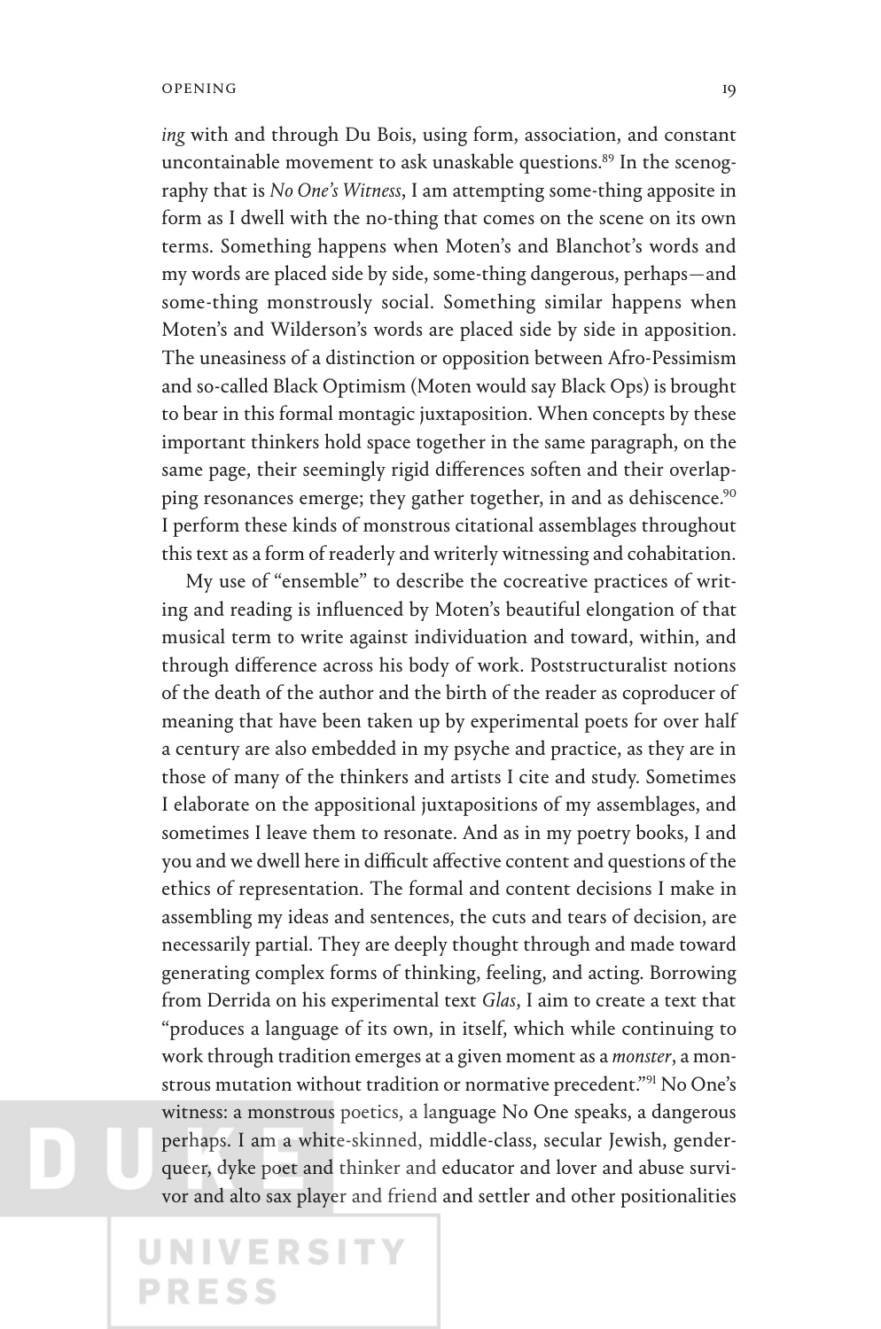*ing* with and through Du Bois, using form, association, and constant uncontainable movement to ask unaskable questions.[89] In the scenography that is *No One's Witness*, I am attempting some-thing apposite in form as I dwell with the no-thing that comes on the scene on its own terms. Something happens when Moten's and Blanchot's words and my words are placed side by side, some-thing dangerous, perhaps—and some-thing monstrously social. Something similar happens when Moten's and Wilderson's words are placed side by side in apposition. The uneasiness of a distinction or opposition between Afro-Pessimism and so-called Black Optimism (Moten would say Black Ops) is brought to bear in this formal montagic juxtaposition. When concepts by these important thinkers hold space together in the same paragraph, on the same page, their seemingly rigid differences soften and their overlapping resonances emerge; they gather together, in and as dehiscence.[90] I perform these kinds of monstrous citational assemblages throughout this text as a form of readerly and writerly witnessing and cohabitation.

My use of "ensemble" to describe the cocreative practices of writing and reading is influenced by Moten's beautiful elongation of that musical term to write against individuation and toward, within, and through difference across his body of work. Poststructuralist notions of the death of the author and the birth of the reader as coproducer of meaning that have been taken up by experimental poets for over half a century are also embedded in my psyche and practice, as they are in those of many of the thinkers and artists I cite and study. Sometimes I elaborate on the appositional juxtapositions of my assemblages, and sometimes I leave them to resonate. And as in my poetry books, I and you and we dwell here in difficult affective content and questions of the ethics of representation. The formal and content decisions I make in assembling my ideas and sentences, the cuts and tears of decision, are necessarily partial. They are deeply thought through and made toward generating complex forms of thinking, feeling, and acting. Borrowing from Derrida on his experimental text *Glas*, I aim to create a text that "produces a language of its own, in itself, which while continuing to work through tradition emerges at a given moment as a *monster*, a monstrous mutation without tradition or normative precedent."[91] No One's witness: a monstrous poetics, a language No One speaks, a dangerous perhaps. I am a white-skinned, middle-class, secular Jewish, genderqueer, dyke poet and thinker and educator and lover and abuse survivor and alto sax player and friend and settler and other positionalities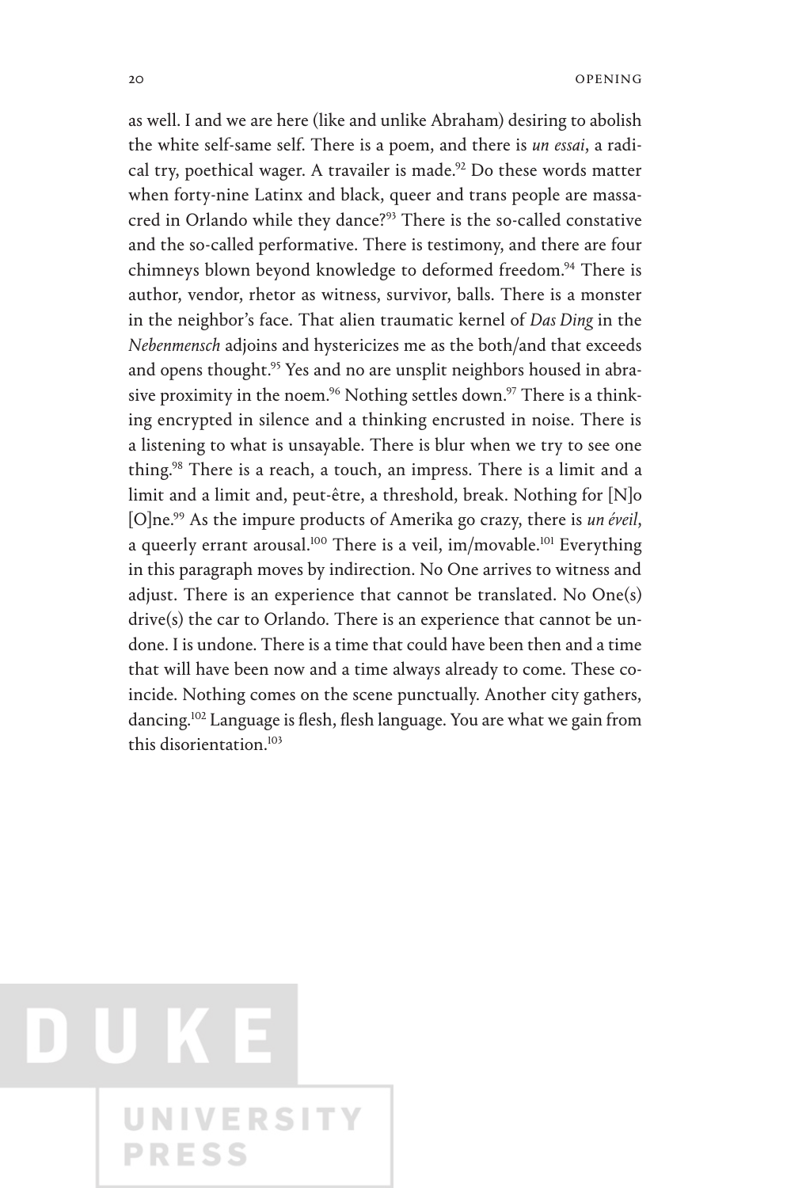as well. I and we are here (like and unlike Abraham) desiring to abolish the white self-same self. There is a poem, and there is *un essai*, a radical try, poethical wager. A travailer is made.[92] Do these words matter when forty-nine Latinx and black, queer and trans people are massacred in Orlando while they dance?[93] There is the so-called constative and the so-called performative. There is testimony, and there are four chimneys blown beyond knowledge to deformed freedom.[94] There is author, vendor, rhetor as witness, survivor, balls. There is a monster in the neighbor's face. That alien traumatic kernel of *Das Ding* in the *Nebenmensch* adjoins and hystericizes me as the both/and that exceeds and opens thought.[95] Yes and no are unsplit neighbors housed in abrasive proximity in the noem.[96] Nothing settles down.[97] There is a thinking encrypted in silence and a thinking encrusted in noise. There is a listening to what is unsayable. There is blur when we try to see one thing.[98] There is a reach, a touch, an impress. There is a limit and a limit and a limit and, peut-être, a threshold, break. Nothing for [N]o [O]ne.[99] As the impure products of Amerika go crazy, there is *un éveil*, a queerly errant arousal.[100] There is a veil, im/movable.[101] Everything in this paragraph moves by indirection. No One arrives to witness and adjust. There is an experience that cannot be translated. No One(s) drive(s) the car to Orlando. There is an experience that cannot be undone. I is undone. There is a time that could have been then and a time that will have been now and a time always already to come. These coincide. Nothing comes on the scene punctually. Another city gathers, dancing.[102] Language is flesh, flesh language. You are what we gain from this disorientation.[103]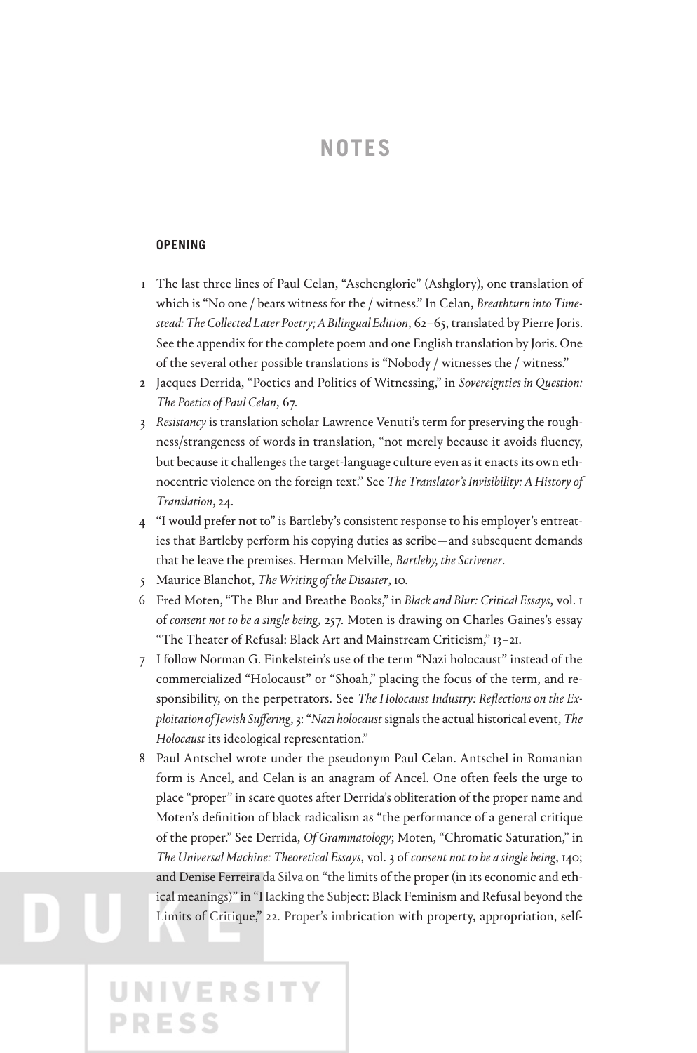# NOTES

### OPENING

1. The last three lines of Paul Celan, "Aschenglorie" (Ashglory), one translation of which is "No one / bears witness for the / witness." In Celan, *Breathturn into Timestead: The Collected Later Poetry; A Bilingual Edition*, 62–65, translated by Pierre Joris. See the appendix for the complete poem and one English translation by Joris. One of the several other possible translations is "Nobody / witnesses the / witness."
2. Jacques Derrida, "Poetics and Politics of Witnessing," in *Sovereignties in Question: The Poetics of Paul Celan*, 67.
3. *Resistancy* is translation scholar Lawrence Venuti's term for preserving the roughness/strangeness of words in translation, "not merely because it avoids fluency, but because it challenges the target-language culture even as it enacts its own ethnocentric violence on the foreign text." See *The Translator's Invisibility: A History of Translation*, 24.
4. "I would prefer not to" is Bartleby's consistent response to his employer's entreaties that Bartleby perform his copying duties as scribe—and subsequent demands that he leave the premises. Herman Melville, *Bartleby, the Scrivener*.
5. Maurice Blanchot, *The Writing of the Disaster*, 10.
6. Fred Moten, "The Blur and Breathe Books," in *Black and Blur: Critical Essays*, vol. 1 of *consent not to be a single being*, 257. Moten is drawing on Charles Gaines's essay "The Theater of Refusal: Black Art and Mainstream Criticism," 13–21.
7. I follow Norman G. Finkelstein's use of the term "Nazi holocaust" instead of the commercialized "Holocaust" or "Shoah," placing the focus of the term, and responsibility, on the perpetrators. See *The Holocaust Industry: Reflections on the Exploitation of Jewish Suffering*, 3: "*Nazi holocaust* signals the actual historical event, *The Holocaust* its ideological representation."
8. Paul Antschel wrote under the pseudonym Paul Celan. Antschel in Romanian form is Ancel, and Celan is an anagram of Ancel. One often feels the urge to place "proper" in scare quotes after Derrida's obliteration of the proper name and Moten's definition of black radicalism as "the performance of a general critique of the proper." See Derrida, *Of Grammatology*; Moten, "Chromatic Saturation," in *The Universal Machine: Theoretical Essays*, vol. 3 of *consent not to be a single being*, 140; and Denise Ferreira da Silva on "the limits of the proper (in its economic and ethical meanings)" in "Hacking the Subject: Black Feminism and Refusal beyond the Limits of Critique," 22. Proper's imbrication with property, appropriation, self-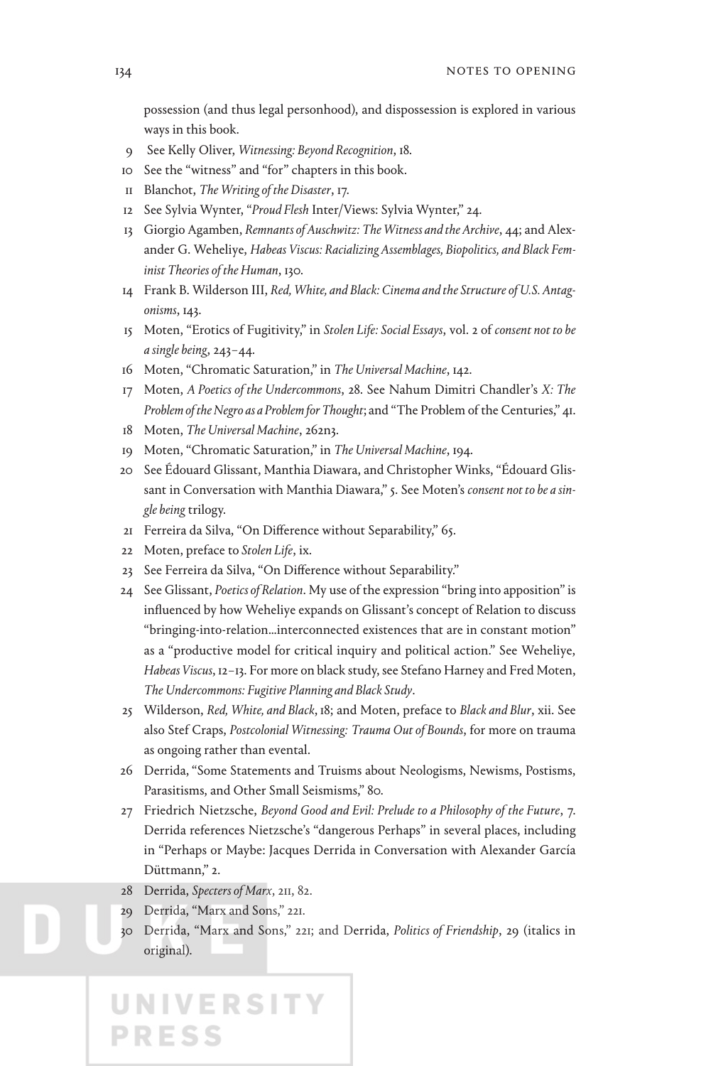possession (and thus legal personhood), and dispossession is explored in various ways in this book.

9 See Kelly Oliver, *Witnessing: Beyond Recognition*, 18.

10 See the "witness" and "for" chapters in this book.

11 Blanchot, *The Writing of the Disaster*, 17.

12 See Sylvia Wynter, "*Proud Flesh* Inter/Views: Sylvia Wynter," 24.

13 Giorgio Agamben, *Remnants of Auschwitz: The Witness and the Archive*, 44; and Alexander G. Weheliye, *Habeas Viscus: Racializing Assemblages, Biopolitics, and Black Feminist Theories of the Human*, 130.

14 Frank B. Wilderson III, *Red, White, and Black: Cinema and the Structure of U.S. Antagonisms*, 143.

15 Moten, "Erotics of Fugitivity," in *Stolen Life: Social Essays*, vol. 2 of *consent not to be a single being*, 243–44.

16 Moten, "Chromatic Saturation," in *The Universal Machine*, 142.

17 Moten, *A Poetics of the Undercommons*, 28. See Nahum Dimitri Chandler's *X: The Problem of the Negro as a Problem for Thought*; and "The Problem of the Centuries," 41.

18 Moten, *The Universal Machine*, 262n3.

19 Moten, "Chromatic Saturation," in *The Universal Machine*, 194.

20 See Édouard Glissant, Manthia Diawara, and Christopher Winks, "Édouard Glissant in Conversation with Manthia Diawara," 5. See Moten's *consent not to be a single being* trilogy.

21 Ferreira da Silva, "On Difference without Separability," 65.

22 Moten, preface to *Stolen Life*, ix.

23 See Ferreira da Silva, "On Difference without Separability."

24 See Glissant, *Poetics of Relation*. My use of the expression "bring into apposition" is influenced by how Weheliye expands on Glissant's concept of Relation to discuss "bringing-into-relation…interconnected existences that are in constant motion" as a "productive model for critical inquiry and political action." See Weheliye, *Habeas Viscus*, 12–13. For more on black study, see Stefano Harney and Fred Moten, *The Undercommons: Fugitive Planning and Black Study*.

25 Wilderson, *Red, White, and Black*, 18; and Moten, preface to *Black and Blur*, xii. See also Stef Craps, *Postcolonial Witnessing: Trauma Out of Bounds*, for more on trauma as ongoing rather than evental.

26 Derrida, "Some Statements and Truisms about Neologisms, Newisms, Postisms, Parasitisms, and Other Small Seismisms," 80.

27 Friedrich Nietzsche, *Beyond Good and Evil: Prelude to a Philosophy of the Future*, 7. Derrida references Nietzsche's "dangerous Perhaps" in several places, including in "Perhaps or Maybe: Jacques Derrida in Conversation with Alexander García Düttmann," 2.

28 Derrida, *Specters of Marx*, 211, 82.

29 Derrida, "Marx and Sons," 221.

30 Derrida, "Marx and Sons," 221; and Derrida, *Politics of Friendship*, 29 (italics in original).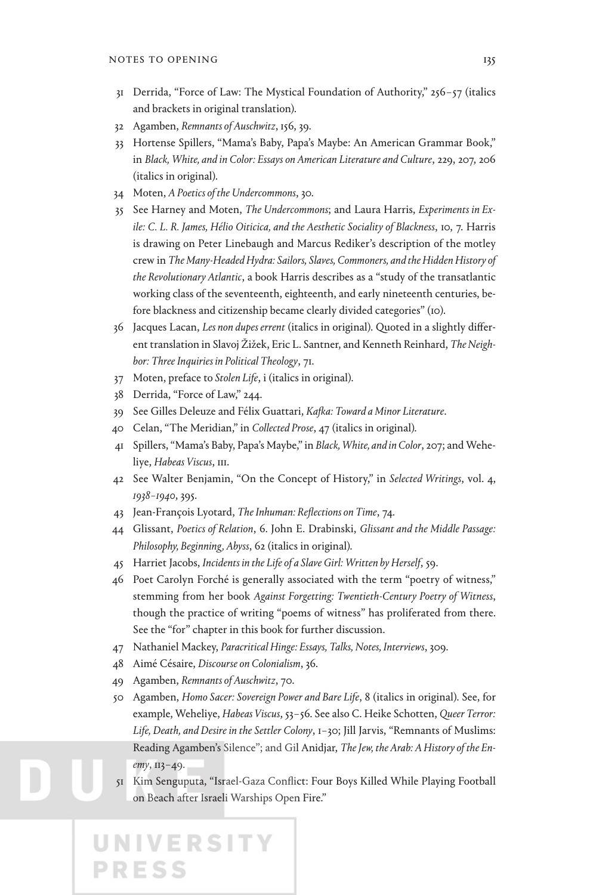31 Derrida, "Force of Law: The Mystical Foundation of Authority," 256–57 (italics and brackets in original translation).

32 Agamben, *Remnants of Auschwitz*, 156, 39.

33 Hortense Spillers, "Mama's Baby, Papa's Maybe: An American Grammar Book," in *Black, White, and in Color: Essays on American Literature and Culture*, 229, 207, 206 (italics in original).

34 Moten, *A Poetics of the Undercommons*, 30.

35 See Harney and Moten, *The Undercommons*; and Laura Harris, *Experiments in Exile: C. L. R. James, Hélio Oiticica, and the Aesthetic Sociality of Blackness*, 10, 7. Harris is drawing on Peter Linebaugh and Marcus Rediker's description of the motley crew in *The Many-Headed Hydra: Sailors, Slaves, Commoners, and the Hidden History of the Revolutionary Atlantic*, a book Harris describes as a "study of the transatlantic working class of the seventeenth, eighteenth, and early nineteenth centuries, before blackness and citizenship became clearly divided categories" (10).

36 Jacques Lacan, *Les non dupes errent* (italics in original). Quoted in a slightly different translation in Slavoj Žižek, Eric L. Santner, and Kenneth Reinhard, *The Neighbor: Three Inquiries in Political Theology*, 71.

37 Moten, preface to *Stolen Life*, i (italics in original).

38 Derrida, "Force of Law," 244.

39 See Gilles Deleuze and Félix Guattari, *Kafka: Toward a Minor Literature*.

40 Celan, "The Meridian," in *Collected Prose*, 47 (italics in original).

41 Spillers, "Mama's Baby, Papa's Maybe," in *Black, White, and in Color*, 207; and Weheliye, *Habeas Viscus*, 111.

42 See Walter Benjamin, "On the Concept of History," in *Selected Writings*, vol. 4, *1938–1940*, 395.

43 Jean-François Lyotard, *The Inhuman: Reflections on Time*, 74.

44 Glissant, *Poetics of Relation*, 6. John E. Drabinski, *Glissant and the Middle Passage: Philosophy, Beginning, Abyss*, 62 (italics in original).

45 Harriet Jacobs, *Incidents in the Life of a Slave Girl: Written by Herself*, 59.

46 Poet Carolyn Forché is generally associated with the term "poetry of witness," stemming from her book *Against Forgetting: Twentieth-Century Poetry of Witness*, though the practice of writing "poems of witness" has proliferated from there. See the "for" chapter in this book for further discussion.

47 Nathaniel Mackey, *Paracritical Hinge: Essays, Talks, Notes, Interviews*, 309.

48 Aimé Césaire, *Discourse on Colonialism*, 36.

49 Agamben, *Remnants of Auschwitz*, 70.

50 Agamben, *Homo Sacer: Sovereign Power and Bare Life*, 8 (italics in original). See, for example, Weheliye, *Habeas Viscus*, 53–56. See also C. Heike Schotten, *Queer Terror: Life, Death, and Desire in the Settler Colony*, 1–30; Jill Jarvis, "Remnants of Muslims: Reading Agamben's Silence"; and Gil Anidjar, *The Jew, the Arab: A History of the Enemy*, 113–49.

51 Kim Sengupta, "Israel-Gaza Conflict: Four Boys Killed While Playing Football on Beach after Israeli Warships Open Fire."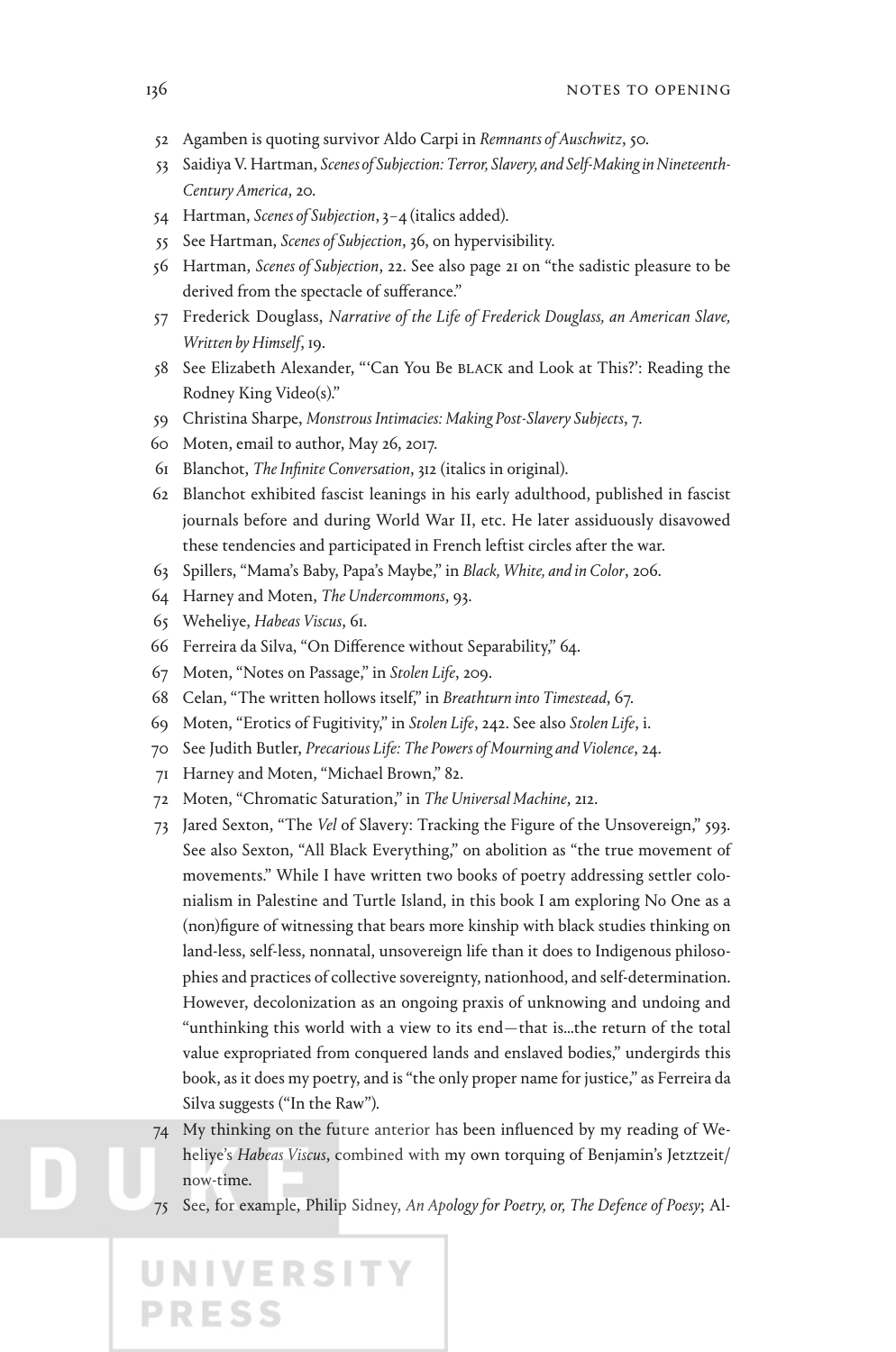52 Agamben is quoting survivor Aldo Carpi in *Remnants of Auschwitz*, 50.

53 Saidiya V. Hartman, *Scenes of Subjection: Terror, Slavery, and Self-Making in Nineteenth-Century America*, 20.

54 Hartman, *Scenes of Subjection*, 3–4 (italics added).

55 See Hartman, *Scenes of Subjection*, 36, on hypervisibility.

56 Hartman, *Scenes of Subjection*, 22. See also page 21 on "the sadistic pleasure to be derived from the spectacle of sufferance."

57 Frederick Douglass, *Narrative of the Life of Frederick Douglass, an American Slave, Written by Himself*, 19.

58 See Elizabeth Alexander, "'Can You Be BLACK and Look at This?': Reading the Rodney King Video(s)."

59 Christina Sharpe, *Monstrous Intimacies: Making Post-Slavery Subjects*, 7.

60 Moten, email to author, May 26, 2017.

61 Blanchot, *The Infinite Conversation*, 312 (italics in original).

62 Blanchot exhibited fascist leanings in his early adulthood, published in fascist journals before and during World War II, etc. He later assiduously disavowed these tendencies and participated in French leftist circles after the war.

63 Spillers, "Mama's Baby, Papa's Maybe," in *Black, White, and in Color*, 206.

64 Harney and Moten, *The Undercommons*, 93.

65 Weheliye, *Habeas Viscus*, 61.

66 Ferreira da Silva, "On Difference without Separability," 64.

67 Moten, "Notes on Passage," in *Stolen Life*, 209.

68 Celan, "The written hollows itself," in *Breathturn into Timestead*, 67.

69 Moten, "Erotics of Fugitivity," in *Stolen Life*, 242. See also *Stolen Life*, i.

70 See Judith Butler, *Precarious Life: The Powers of Mourning and Violence*, 24.

71 Harney and Moten, "Michael Brown," 82.

72 Moten, "Chromatic Saturation," in *The Universal Machine*, 212.

73 Jared Sexton, "The *Vel* of Slavery: Tracking the Figure of the Unsovereign," 593. See also Sexton, "All Black Everything," on abolition as "the true movement of movements." While I have written two books of poetry addressing settler colonialism in Palestine and Turtle Island, in this book I am exploring No One as a (non)figure of witnessing that bears more kinship with black studies thinking on land-less, self-less, nonnatal, unsovereign life than it does to Indigenous philosophies and practices of collective sovereignty, nationhood, and self-determination. However, decolonization as an ongoing praxis of unknowing and undoing and "unthinking this world with a view to its end—that is...the return of the total value expropriated from conquered lands and enslaved bodies," undergirds this book, as it does my poetry, and is "the only proper name for justice," as Ferreira da Silva suggests ("In the Raw").

74 My thinking on the future anterior has been influenced by my reading of Weheliye's *Habeas Viscus*, combined with my own torquing of Benjamin's Jetztzeit/now-time.

75 See, for example, Philip Sidney, *An Apology for Poetry, or, The Defence of Poesy*; Al-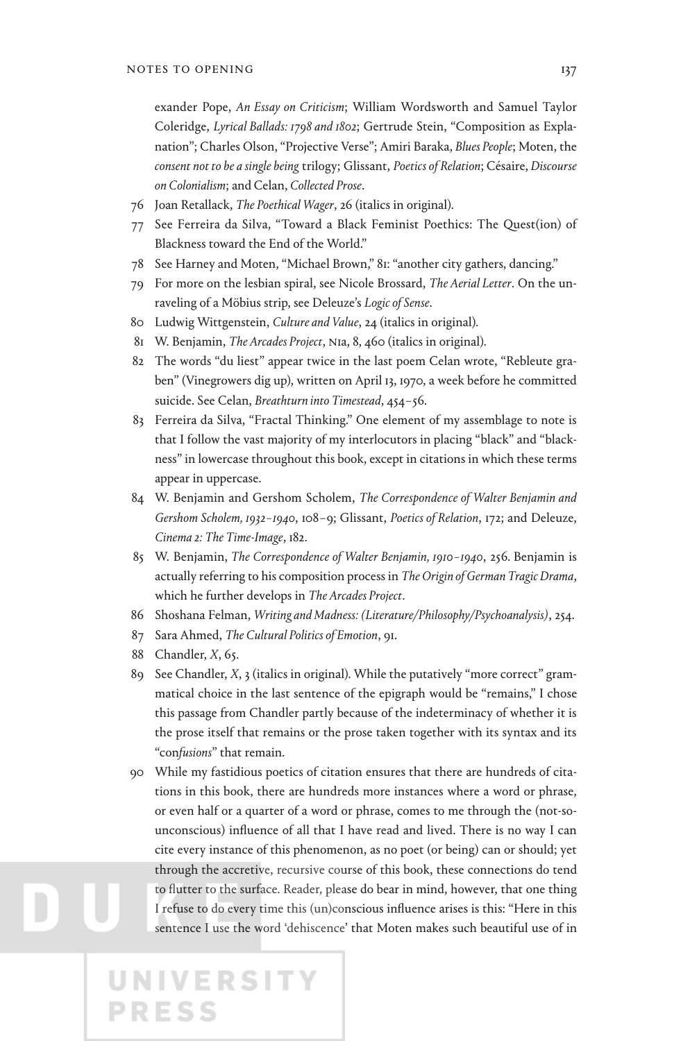exander Pope, *An Essay on Criticism*; William Wordsworth and Samuel Taylor Coleridge, *Lyrical Ballads: 1798 and 1802*; Gertrude Stein, "Composition as Explanation"; Charles Olson, "Projective Verse"; Amiri Baraka, *Blues People*; Moten, the *consent not to be a single being* trilogy; Glissant, *Poetics of Relation*; Césaire, *Discourse on Colonialism*; and Celan, *Collected Prose*.

76 Joan Retallack, *The Poethical Wager*, 26 (italics in original).

77 See Ferreira da Silva, "Toward a Black Feminist Poethics: The Quest(ion) of Blackness toward the End of the World."

78 See Harney and Moten, "Michael Brown," 81: "another city gathers, dancing."

79 For more on the lesbian spiral, see Nicole Brossard, *The Aerial Letter*. On the unraveling of a Möbius strip, see Deleuze's *Logic of Sense*.

80 Ludwig Wittgenstein, *Culture and Value*, 24 (italics in original).

81 W. Benjamin, *The Arcades Project*, N1a, 8, 460 (italics in original).

82 The words "du liest" appear twice in the last poem Celan wrote, "Rebleute graben" (Vinegrowers dig up), written on April 13, 1970, a week before he committed suicide. See Celan, *Breathturn into Timestead*, 454–56.

83 Ferreira da Silva, "Fractal Thinking." One element of my assemblage to note is that I follow the vast majority of my interlocutors in placing "black" and "blackness" in lowercase throughout this book, except in citations in which these terms appear in uppercase.

84 W. Benjamin and Gershom Scholem, *The Correspondence of Walter Benjamin and Gershom Scholem, 1932–1940*, 108–9; Glissant, *Poetics of Relation*, 172; and Deleuze, *Cinema 2: The Time-Image*, 182.

85 W. Benjamin, *The Correspondence of Walter Benjamin, 1910–1940*, 256. Benjamin is actually referring to his composition process in *The Origin of German Tragic Drama*, which he further develops in *The Arcades Project*.

86 Shoshana Felman, *Writing and Madness: (Literature/Philosophy/Psychoanalysis)*, 254.

87 Sara Ahmed, *The Cultural Politics of Emotion*, 91.

88 Chandler, *X*, 65.

89 See Chandler, *X*, 3 (italics in original). While the putatively "more correct" grammatical choice in the last sentence of the epigraph would be "remains," I chose this passage from Chandler partly because of the indeterminacy of whether it is the prose itself that remains or the prose taken together with its syntax and its "con*fusions*" that remain.

90 While my fastidious poetics of citation ensures that there are hundreds of citations in this book, there are hundreds more instances where a word or phrase, or even half or a quarter of a word or phrase, comes to me through the (not-so-unconscious) influence of all that I have read and lived. There is no way I can cite every instance of this phenomenon, as no poet (or being) can or should; yet through the accretive, recursive course of this book, these connections do tend to flutter to the surface. Reader, please do bear in mind, however, that one thing I refuse to do every time this (un)conscious influence arises is this: "Here in this sentence I use the word 'dehiscence' that Moten makes such beautiful use of in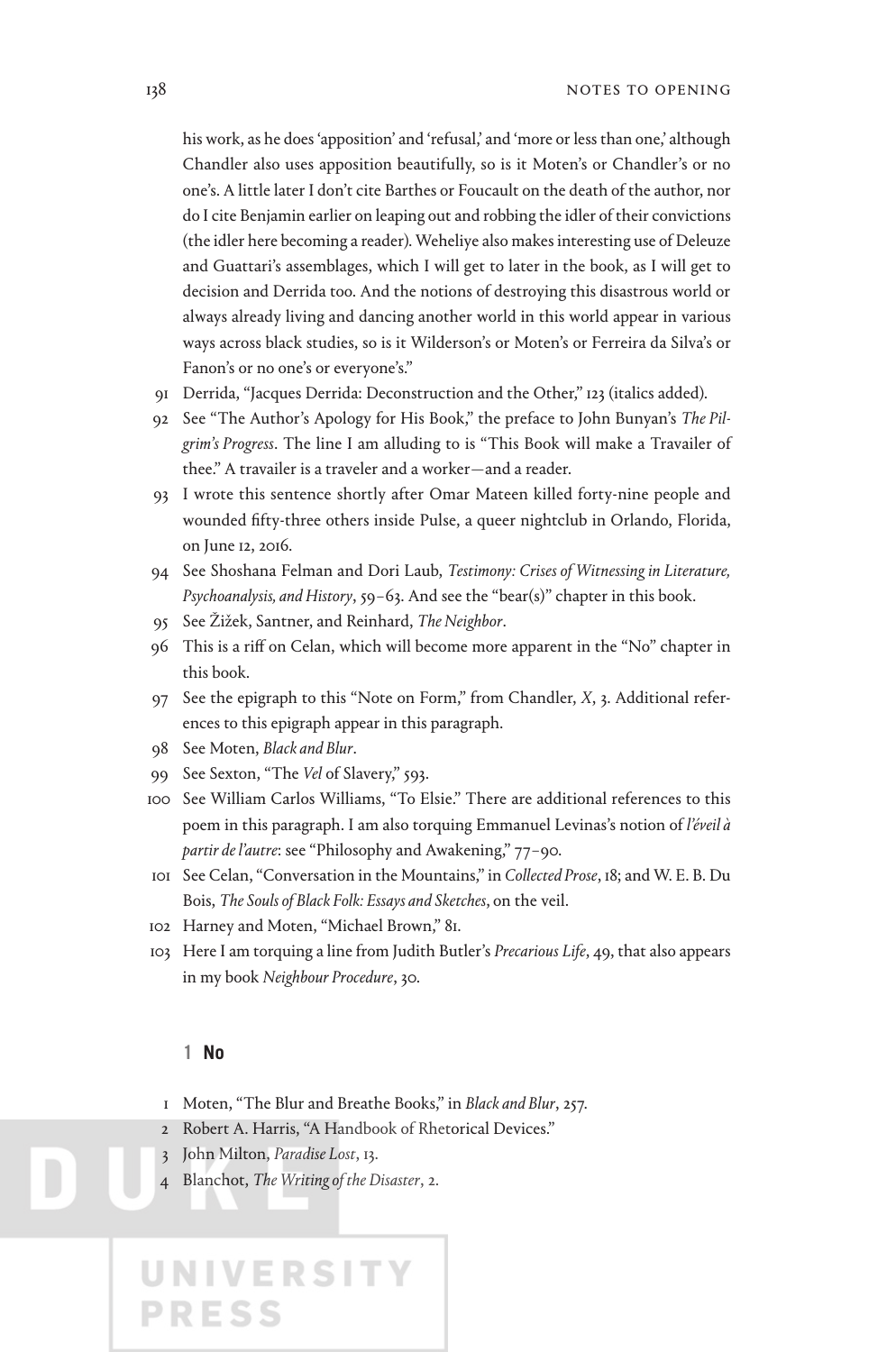his work, as he does 'apposition' and 'refusal,' and 'more or less than one,' although Chandler also uses apposition beautifully, so is it Moten's or Chandler's or no one's. A little later I don't cite Barthes or Foucault on the death of the author, nor do I cite Benjamin earlier on leaping out and robbing the idler of their convictions (the idler here becoming a reader). Weheliye also makes interesting use of Deleuze and Guattari's assemblages, which I will get to later in the book, as I will get to decision and Derrida too. And the notions of destroying this disastrous world or always already living and dancing another world in this world appear in various ways across black studies, so is it Wilderson's or Moten's or Ferreira da Silva's or Fanon's or no one's or everyone's."

91 Derrida, "Jacques Derrida: Deconstruction and the Other," 123 (italics added).

92 See "The Author's Apology for His Book," the preface to John Bunyan's *The Pilgrim's Progress*. The line I am alluding to is "This Book will make a Travailer of thee." A travailer is a traveler and a worker—and a reader.

93 I wrote this sentence shortly after Omar Mateen killed forty-nine people and wounded fifty-three others inside Pulse, a queer nightclub in Orlando, Florida, on June 12, 2016.

94 See Shoshana Felman and Dori Laub, *Testimony: Crises of Witnessing in Literature, Psychoanalysis, and History*, 59–63. And see the "bear(s)" chapter in this book.

95 See Žižek, Santner, and Reinhard, *The Neighbor*.

96 This is a riff on Celan, which will become more apparent in the "No" chapter in this book.

97 See the epigraph to this "Note on Form," from Chandler, *X*, 3. Additional references to this epigraph appear in this paragraph.

98 See Moten, *Black and Blur*.

99 See Sexton, "The *Vel* of Slavery," 593.

100 See William Carlos Williams, "To Elsie." There are additional references to this poem in this paragraph. I am also torquing Emmanuel Levinas's notion of *l'éveil à partir de l'autre*: see "Philosophy and Awakening," 77–90.

101 See Celan, "Conversation in the Mountains," in *Collected Prose*, 18; and W. E. B. Du Bois, *The Souls of Black Folk: Essays and Sketches*, on the veil.

102 Harney and Moten, "Michael Brown," 81.

103 Here I am torquing a line from Judith Butler's *Precarious Life*, 49, that also appears in my book *Neighbour Procedure*, 30.

## 1 No

1 Moten, "The Blur and Breathe Books," in *Black and Blur*, 257.

2 Robert A. Harris, "A Handbook of Rhetorical Devices."

3 John Milton, *Paradise Lost*, 13.

4 Blanchot, *The Writing of the Disaster*, 2.